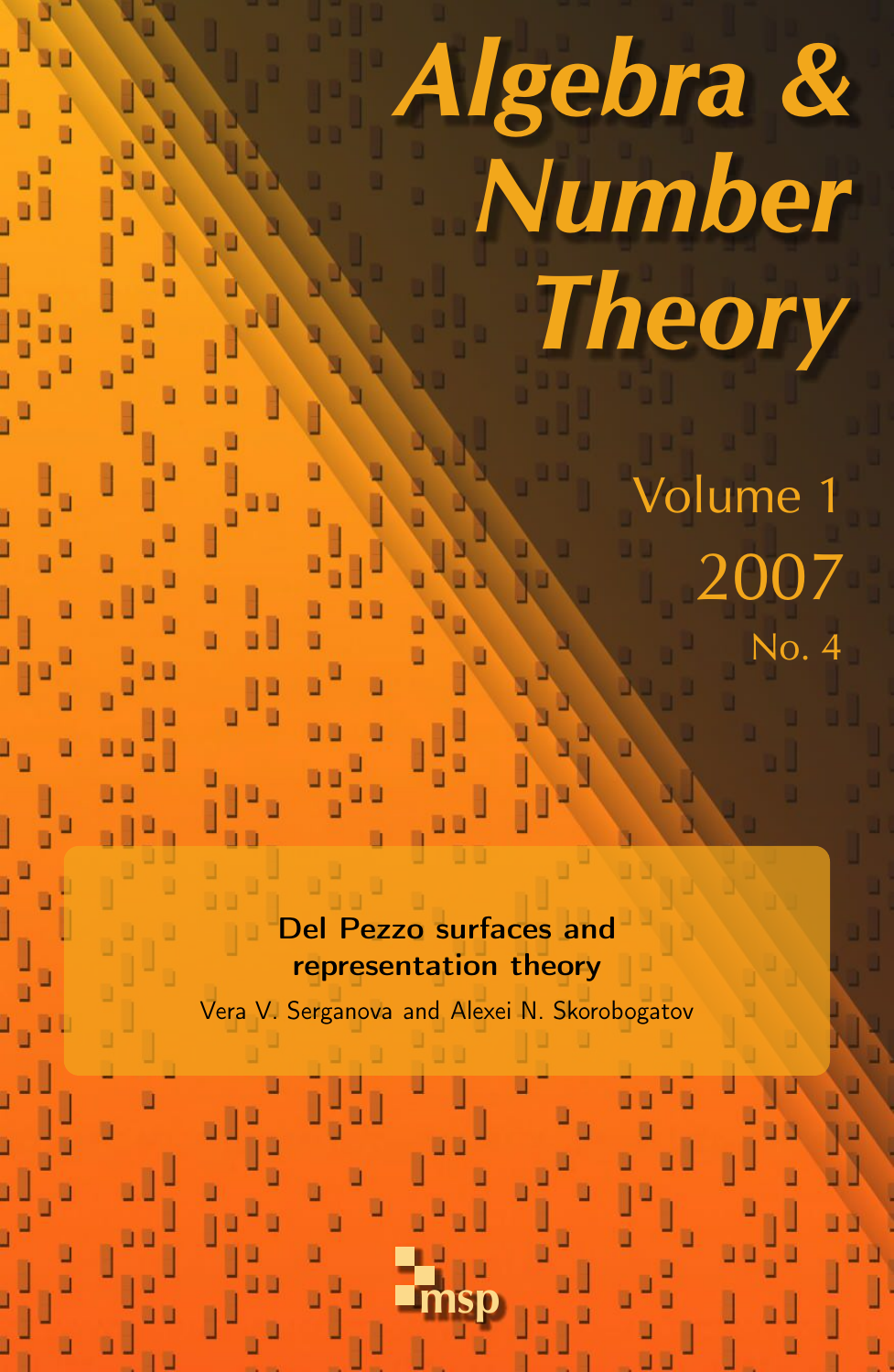# Algebra & Number Theory

Volume 1

2007

No. 4

**Del Pezzo surfaces and representation theory**

Vera V. Serganova and Alexei N. Skorobogatov

msp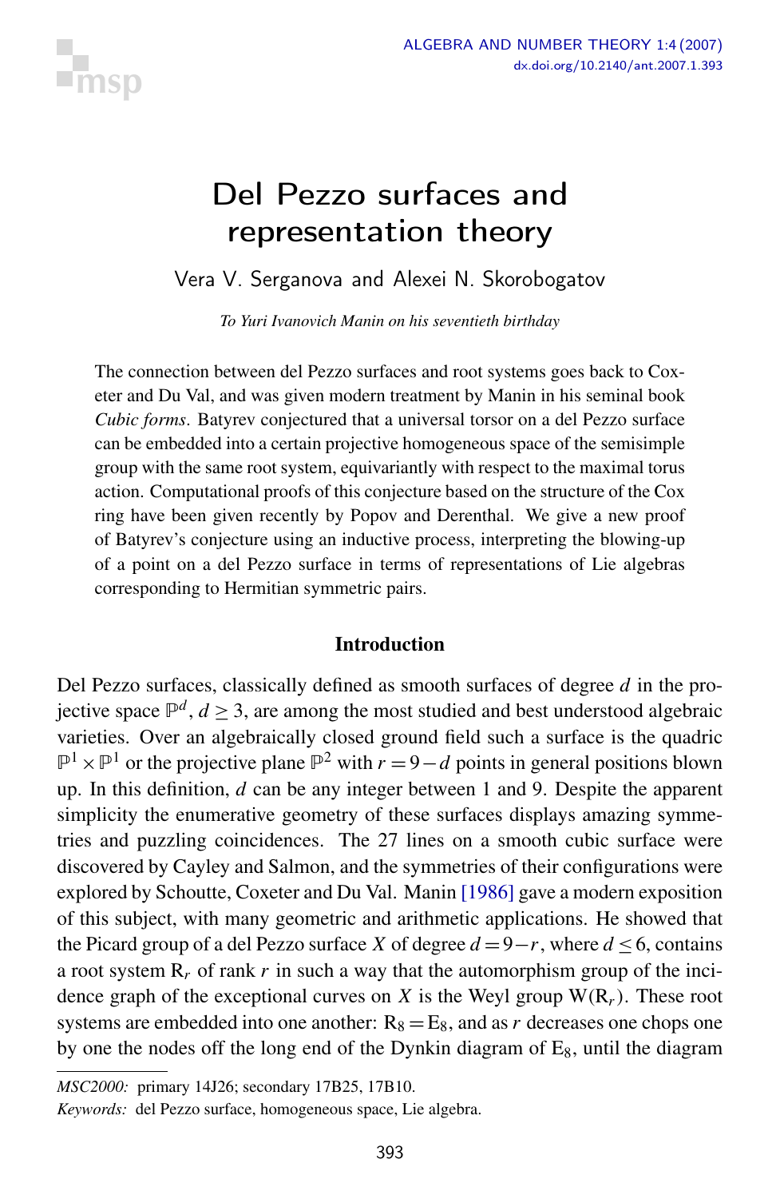# Del Pezzo surfaces and representation theory

Vera V. Serganova and Alexei N. Skorobogatov

*To Yuri Ivanovich Manin on his seventieth birthday*

The connection between del Pezzo surfaces and root systems goes back to Coxeter and Du Val, and was given modern treatment by Manin in his seminal book *Cubic forms*. Batyrev conjectured that a universal torsor on a del Pezzo surface can be embedded into a certain projective homogeneous space of the semisimple group with the same root system, equivariantly with respect to the maximal torus action. Computational proofs of this conjecture based on the structure of the Cox ring have been given recently by Popov and Derenthal. We give a new proof of Batyrev's conjecture using an inductive process, interpreting the blowing-up of a point on a del Pezzo surface in terms of representations of Lie algebras corresponding to Hermitian symmetric pairs.

## Introduction

Del Pezzo surfaces, classically defined as smooth surfaces of degree $d$ in the projective space $\mathbb{P}^d$, $d \geq 3$, are among the most studied and best understood algebraic varieties. Over an algebraically closed ground field such a surface is the quadric $\mathbb{P}^1 \times \mathbb{P}^1$ or the projective plane $\mathbb{P}^2$ with $r = 9 - d$ points in general positions blown up. In this definition, $d$ can be any integer between 1 and 9. Despite the apparent simplicity the enumerative geometry of these surfaces displays amazing symmetries and puzzling coincidences. The 27 lines on a smooth cubic surface were discovered by Cayley and Salmon, and the symmetries of their configurations were explored by Schoutte, Coxeter and Du Val. Manin [1986] gave a modern exposition of this subject, with many geometric and arithmetic applications. He showed that the Picard group of a del Pezzo surface $X$ of degree $d = 9 - r$, where $d \leq 6$, contains a root system $R_r$ of rank $r$ in such a way that the automorphism group of the incidence graph of the exceptional curves on $X$ is the Weyl group $W(R_r)$. These root systems are embedded into one another: $R_8 = E_8$, and as $r$ decreases one chops one by one the nodes off the long end of the Dynkin diagram of $E_8$, until the diagram

---

*MSC2000:* primary 14J26; secondary 17B25, 17B10.

*Keywords:* del Pezzo surface, homogeneous space, Lie algebra.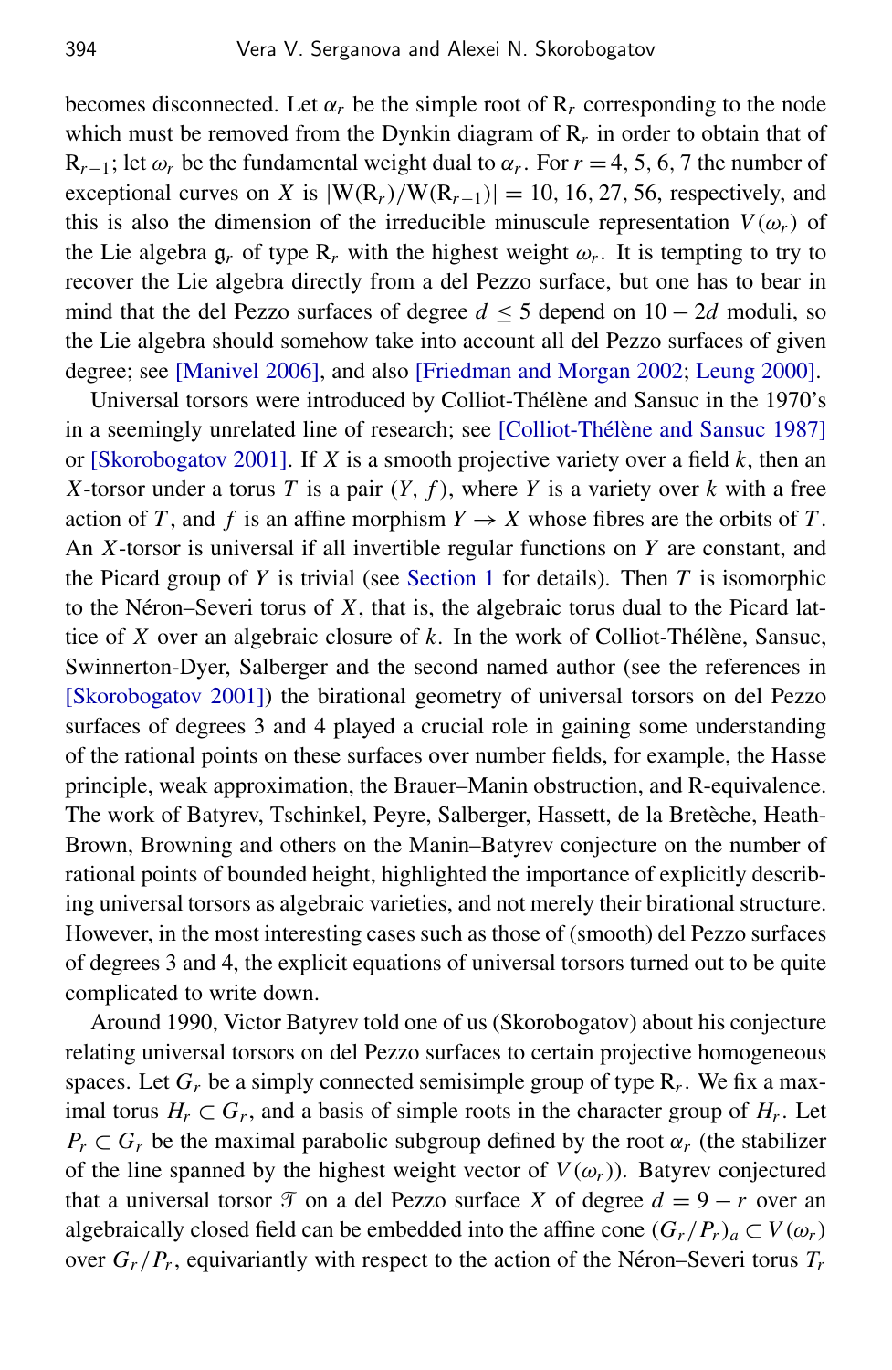becomes disconnected. Let $\alpha_r$ be the simple root of $\mathrm{R}_r$ corresponding to the node which must be removed from the Dynkin diagram of $\mathrm{R}_r$ in order to obtain that of $\mathrm{R}_{r-1}$; let $\omega_r$ be the fundamental weight dual to $\alpha_r$. For $r = 4, 5, 6, 7$ the number of exceptional curves on $X$ is $|\mathrm{W}(\mathrm{R}_r)/\mathrm{W}(\mathrm{R}_{r-1})| = 10, 16, 27, 56$, respectively, and this is also the dimension of the irreducible minuscule representation $V(\omega_r)$ of the Lie algebra $\mathfrak{g}_r$ of type $\mathrm{R}_r$ with the highest weight $\omega_r$. It is tempting to try to recover the Lie algebra directly from a del Pezzo surface, but one has to bear in mind that the del Pezzo surfaces of degree $d \leq 5$ depend on $10 - 2d$ moduli, so the Lie algebra should somehow take into account all del Pezzo surfaces of given degree; see [Manivel 2006], and also [Friedman and Morgan 2002; Leung 2000].

Universal torsors were introduced by Colliot-Thélène and Sansuc in the 1970's in a seemingly unrelated line of research; see [Colliot-Thélène and Sansuc 1987] or [Skorobogatov 2001]. If $X$ is a smooth projective variety over a field $k$, then an $X$-torsor under a torus $T$ is a pair $(Y, f)$, where $Y$ is a variety over $k$ with a free action of $T$, and $f$ is an affine morphism $Y \to X$ whose fibres are the orbits of $T$. An $X$-torsor is universal if all invertible regular functions on $Y$ are constant, and the Picard group of $Y$ is trivial (see Section 1 for details). Then $T$ is isomorphic to the Néron–Severi torus of $X$, that is, the algebraic torus dual to the Picard lattice of $X$ over an algebraic closure of $k$. In the work of Colliot-Thélène, Sansuc, Swinnerton-Dyer, Salberger and the second named author (see the references in [Skorobogatov 2001]) the birational geometry of universal torsors on del Pezzo surfaces of degrees 3 and 4 played a crucial role in gaining some understanding of the rational points on these surfaces over number fields, for example, the Hasse principle, weak approximation, the Brauer–Manin obstruction, and R-equivalence. The work of Batyrev, Tschinkel, Peyre, Salberger, Hassett, de la Bretèche, Heath-Brown, Browning and others on the Manin–Batyrev conjecture on the number of rational points of bounded height, highlighted the importance of explicitly describing universal torsors as algebraic varieties, and not merely their birational structure. However, in the most interesting cases such as those of (smooth) del Pezzo surfaces of degrees 3 and 4, the explicit equations of universal torsors turned out to be quite complicated to write down.

Around 1990, Victor Batyrev told one of us (Skorobogatov) about his conjecture relating universal torsors on del Pezzo surfaces to certain projective homogeneous spaces. Let $G_r$ be a simply connected semisimple group of type $\mathrm{R}_r$. We fix a maximal torus $H_r \subset G_r$, and a basis of simple roots in the character group of $H_r$. Let $P_r \subset G_r$ be the maximal parabolic subgroup defined by the root $\alpha_r$ (the stabilizer of the line spanned by the highest weight vector of $V(\omega_r)$). Batyrev conjectured that a universal torsor $\mathcal{T}$ on a del Pezzo surface $X$ of degree $d = 9 - r$ over an algebraically closed field can be embedded into the affine cone $(G_r/P_r)_a \subset V(\omega_r)$ over $G_r/P_r$, equivariantly with respect to the action of the Néron–Severi torus $T_r$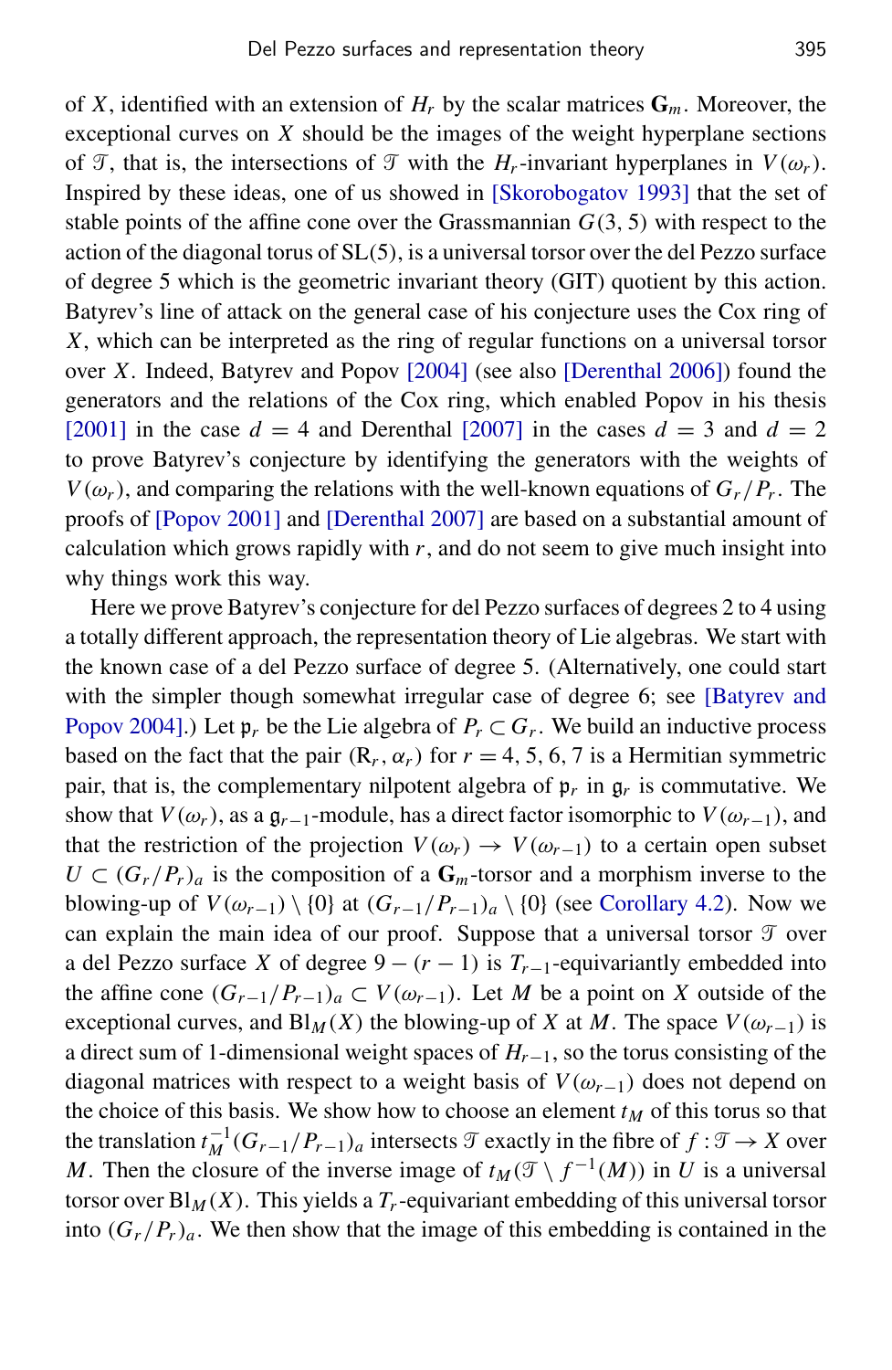of $X$, identified with an extension of $H_r$ by the scalar matrices $\mathbf{G}_m$. Moreover, the exceptional curves on $X$ should be the images of the weight hyperplane sections of $\mathcal{T}$, that is, the intersections of $\mathcal{T}$ with the $H_r$-invariant hyperplanes in $V(\omega_r)$. Inspired by these ideas, one of us showed in [Skorobogatov 1993] that the set of stable points of the affine cone over the Grassmannian $G(3, 5)$ with respect to the action of the diagonal torus of $\mathrm{SL}(5)$, is a universal torsor over the del Pezzo surface of degree 5 which is the geometric invariant theory (GIT) quotient by this action. Batyrev's line of attack on the general case of his conjecture uses the Cox ring of $X$, which can be interpreted as the ring of regular functions on a universal torsor over $X$. Indeed, Batyrev and Popov [2004] (see also [Derenthal 2006]) found the generators and the relations of the Cox ring, which enabled Popov in his thesis [2001] in the case $d = 4$ and Derenthal [2007] in the cases $d = 3$ and $d = 2$ to prove Batyrev's conjecture by identifying the generators with the weights of $V(\omega_r)$, and comparing the relations with the well-known equations of $G_r/P_r$. The proofs of [Popov 2001] and [Derenthal 2007] are based on a substantial amount of calculation which grows rapidly with $r$, and do not seem to give much insight into why things work this way.

Here we prove Batyrev's conjecture for del Pezzo surfaces of degrees 2 to 4 using a totally different approach, the representation theory of Lie algebras. We start with the known case of a del Pezzo surface of degree 5. (Alternatively, one could start with the simpler though somewhat irregular case of degree 6; see [Batyrev and Popov 2004].) Let $\mathfrak{p}_r$ be the Lie algebra of $P_r \subset G_r$. We build an inductive process based on the fact that the pair $(\mathrm{R}_r, \alpha_r)$ for $r = 4, 5, 6, 7$ is a Hermitian symmetric pair, that is, the complementary nilpotent algebra of $\mathfrak{p}_r$ in $\mathfrak{g}_r$ is commutative. We show that $V(\omega_r)$, as a $\mathfrak{g}_{r-1}$-module, has a direct factor isomorphic to $V(\omega_{r-1})$, and that the restriction of the projection $V(\omega_r) \to V(\omega_{r-1})$ to a certain open subset $U \subset (G_r/P_r)_a$ is the composition of a $\mathbf{G}_m$-torsor and a morphism inverse to the blowing-up of $V(\omega_{r-1}) \setminus \{0\}$ at $(G_{r-1}/P_{r-1})_a \setminus \{0\}$ (see Corollary 4.2). Now we can explain the main idea of our proof. Suppose that a universal torsor $\mathcal{T}$ over a del Pezzo surface $X$ of degree $9 - (r - 1)$ is $T_{r-1}$-equivariantly embedded into the affine cone $(G_{r-1}/P_{r-1})_a \subset V(\omega_{r-1})$. Let $M$ be a point on $X$ outside of the exceptional curves, and $\mathrm{Bl}_M(X)$ the blowing-up of $X$ at $M$. The space $V(\omega_{r-1})$ is a direct sum of 1-dimensional weight spaces of $H_{r-1}$, so the torus consisting of the diagonal matrices with respect to a weight basis of $V(\omega_{r-1})$ does not depend on the choice of this basis. We show how to choose an element $t_M$ of this torus so that the translation $t_M^{-1}(G_{r-1}/P_{r-1})_a$ intersects $\mathcal{T}$ exactly in the fibre of $f : \mathcal{T} \to X$ over $M$. Then the closure of the inverse image of $t_M(\mathcal{T} \setminus f^{-1}(M))$ in $U$ is a universal torsor over $\mathrm{Bl}_M(X)$. This yields a $T_r$-equivariant embedding of this universal torsor into $(G_r/P_r)_a$. We then show that the image of this embedding is contained in the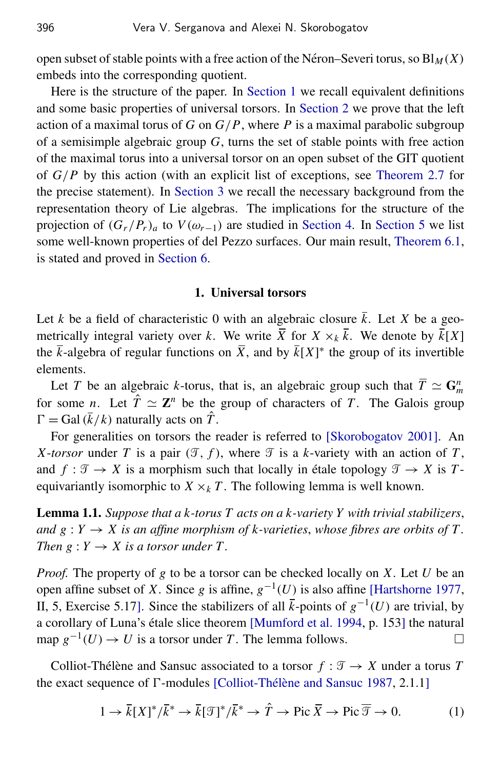open subset of stable points with a free action of the Néron–Severi torus, so $\mathrm{Bl}_M(X)$ embeds into the corresponding quotient.

Here is the structure of the paper. In Section 1 we recall equivalent definitions and some basic properties of universal torsors. In Section 2 we prove that the left action of a maximal torus of $G$ on $G/P$, where $P$ is a maximal parabolic subgroup of a semisimple algebraic group $G$, turns the set of stable points with free action of the maximal torus into a universal torsor on an open subset of the GIT quotient of $G/P$ by this action (with an explicit list of exceptions, see Theorem 2.7 for the precise statement). In Section 3 we recall the necessary background from the representation theory of Lie algebras. The implications for the structure of the projection of $(G_r/P_r)_a$ to $V(\omega_{r-1})$ are studied in Section 4. In Section 5 we list some well-known properties of del Pezzo surfaces. Our main result, Theorem 6.1, is stated and proved in Section 6.

## 1. Universal torsors

Let $k$ be a field of characteristic 0 with an algebraic closure $\bar{k}$. Let $X$ be a geometrically integral variety over $k$. We write $\overline{X}$ for $X \times_k \bar{k}$. We denote by $\bar{k}[X]$ the $\bar{k}$-algebra of regular functions on $\overline{X}$, and by $\bar{k}[X]^*$ the group of its invertible elements.

Let $T$ be an algebraic $k$-torus, that is, an algebraic group such that $\overline{T} \simeq \mathbf{G}_m^n$ for some $n$. Let $\hat{T} \simeq \mathbf{Z}^n$ be the group of characters of $T$. The Galois group $\Gamma = \mathrm{Gal}\,(\bar{k}/k)$ naturally acts on $\hat{T}$.

For generalities on torsors the reader is referred to [Skorobogatov 2001]. An *$X$-torsor* under $T$ is a pair $(\mathcal{T}, f)$, where $\mathcal{T}$ is a $k$-variety with an action of $T$, and $f : \mathcal{T} \to X$ is a morphism such that locally in étale topology $\mathcal{T} \to X$ is $T$-equivariantly isomorphic to $X \times_k T$. The following lemma is well known.

**Lemma 1.1.** *Suppose that a $k$-torus $T$ acts on a $k$-variety $Y$ with trivial stabilizers, and $g : Y \to X$ is an affine morphism of $k$-varieties, whose fibres are orbits of $T$. Then $g : Y \to X$ is a torsor under $T$.*

*Proof.* The property of $g$ to be a torsor can be checked locally on $X$. Let $U$ be an open affine subset of $X$. Since $g$ is affine, $g^{-1}(U)$ is also affine [Hartshore 1977, II, 5, Exercise 5.17]. Since the stabilizers of all $\bar{k}$-points of $g^{-1}(U)$ are trivial, by a corollary of Luna's étale slice theorem [Mumford et al. 1994, p. 153] the natural map $g^{-1}(U) \to U$ is a torsor under $T$. The lemma follows. □

Colliot-Thélène and Sansuc associated to a torsor $f : \mathcal{T} \to X$ under a torus $T$ the exact sequence of $\Gamma$-modules [Colliot-Thélène and Sansuc 1987, 2.1.1]

$$1 \to \bar{k}[X]^*/\bar{k}^* \to \bar{k}[\mathcal{T}]^*/\bar{k}^* \to \hat{T} \to \mathrm{Pic}\,\overline{X} \to \mathrm{Pic}\,\overline{\mathcal{T}} \to 0. \tag{1}$$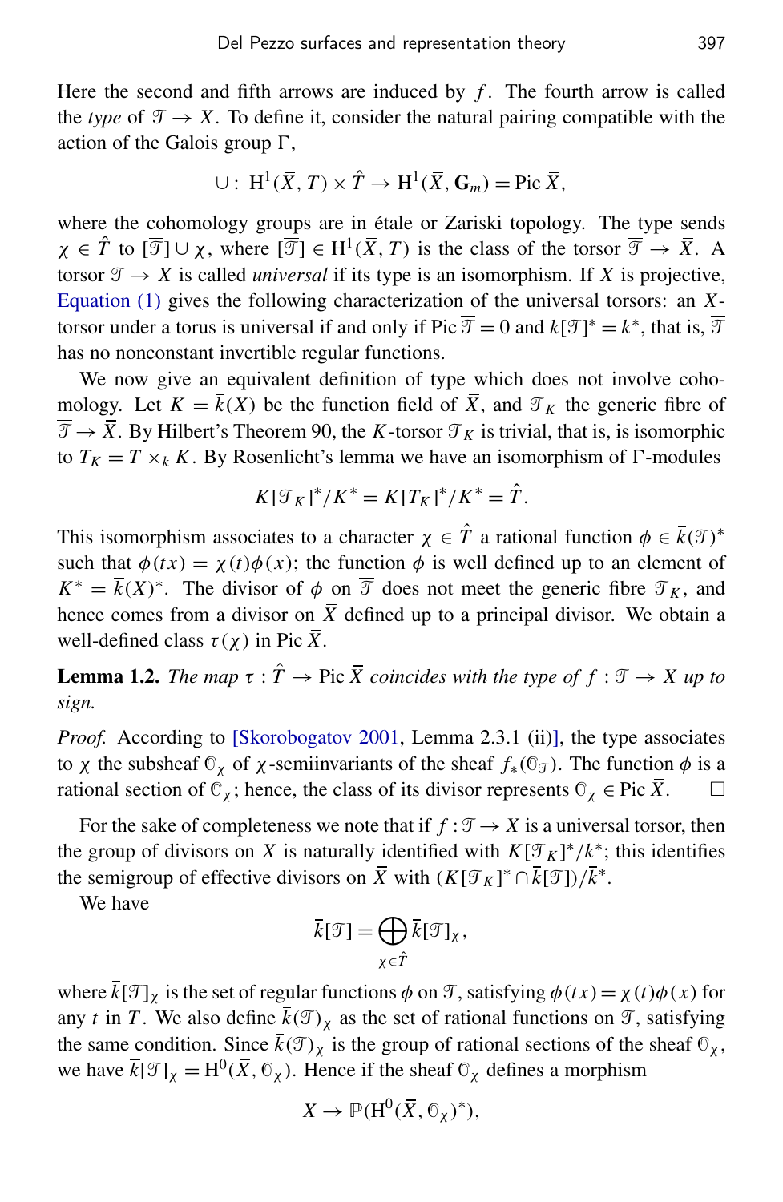Here the second and fifth arrows are induced by $f$. The fourth arrow is called the *type* of $\mathcal{T} \to X$. To define it, consider the natural pairing compatible with the action of the Galois group $\Gamma$,

$$\cup: \mathrm{H}^1(\overline{X}, T) \times \hat{T} \to \mathrm{H}^1(\overline{X}, \mathbf{G}_m) = \operatorname{Pic} \overline{X},$$

where the cohomology groups are in étale or Zariski topology. The type sends $\chi \in \hat{T}$ to $[\overline{\mathcal{T}}] \cup \chi$, where $[\overline{\mathcal{T}}] \in \mathrm{H}^1(\overline{X}, T)$ is the class of the torsor $\overline{\mathcal{T}} \to \overline{X}$. A torsor $\mathcal{T} \to X$ is called *universal* if its type is an isomorphism. If $X$ is projective, Equation (1) gives the following characterization of the universal torsors: an $X$-torsor under a torus is universal if and only if $\operatorname{Pic} \overline{\mathcal{T}} = 0$ and $\bar{k}[\mathcal{T}]^* = \bar{k}^*$, that is, $\overline{\mathcal{T}}$ has no nonconstant invertible regular functions.

We now give an equivalent definition of type which does not involve cohomology. Let $K = \bar{k}(X)$ be the function field of $\overline{X}$, and $\mathcal{T}_K$ the generic fibre of $\overline{\mathcal{T}} \to \overline{X}$. By Hilbert's Theorem 90, the $K$-torsor $\mathcal{T}_K$ is trivial, that is, is isomorphic to $T_K = T \times_k K$. By Rosenlicht's lemma we have an isomorphism of $\Gamma$-modules

$$K[\mathcal{T}_K]^*/K^* = K[T_K]^*/K^* = \hat{T}.$$

This isomorphism associates to a character $\chi \in \hat{T}$ a rational function $\phi \in \bar{k}(\mathcal{T})^*$ such that $\phi(tx) = \chi(t)\phi(x)$; the function $\phi$ is well defined up to an element of $K^* = \bar{k}(X)^*$. The divisor of $\phi$ on $\overline{\mathcal{T}}$ does not meet the generic fibre $\mathcal{T}_K$, and hence comes from a divisor on $\overline{X}$ defined up to a principal divisor. We obtain a well-defined class $\tau(\chi)$ in $\operatorname{Pic} \overline{X}$.

**Lemma 1.2.** *The map $\tau : \hat{T} \to \operatorname{Pic} \overline{X}$ coincides with the type of $f : \mathcal{T} \to X$ up to sign.*

*Proof.* According to [Skorobogatov 2001, Lemma 2.3.1 (ii)], the type associates to $\chi$ the subsheaf $\mathcal{O}_\chi$ of $\chi$-semiinvariants of the sheaf $f_*(\mathcal{O}_{\mathcal{T}})$. The function $\phi$ is a rational section of $\mathcal{O}_\chi$; hence, the class of its divisor represents $\mathcal{O}_\chi \in \operatorname{Pic} \overline{X}$. □

For the sake of completeness we note that if $f : \mathcal{T} \to X$ is a universal torsor, then the group of divisors on $\overline{X}$ is naturally identified with $K[\mathcal{T}_K]^*/\bar{k}^*$; this identifies the semigroup of effective divisors on $\overline{X}$ with $(K[\mathcal{T}_K]^* \cap \bar{k}[\mathcal{T}])/\bar{k}^*$.

We have

$$\bar{k}[\mathcal{T}] = \bigoplus_{\chi \in \hat{T}} \bar{k}[\mathcal{T}]_\chi,$$

where $\bar{k}[\mathcal{T}]_\chi$ is the set of regular functions $\phi$ on $\mathcal{T}$, satisfying $\phi(tx) = \chi(t)\phi(x)$ for any $t$ in $T$. We also define $\bar{k}(\mathcal{T})_\chi$ as the set of rational functions on $\mathcal{T}$, satisfying the same condition. Since $\bar{k}(\mathcal{T})_\chi$ is the group of rational sections of the sheaf $\mathcal{O}_\chi$, we have $\bar{k}[\mathcal{T}]_\chi = \mathrm{H}^0(\overline{X}, \mathcal{O}_\chi)$. Hence if the sheaf $\mathcal{O}_\chi$ defines a morphism

$$X \to \mathbb{P}(\mathrm{H}^0(\overline{X}, \mathcal{O}_\chi)^*),$$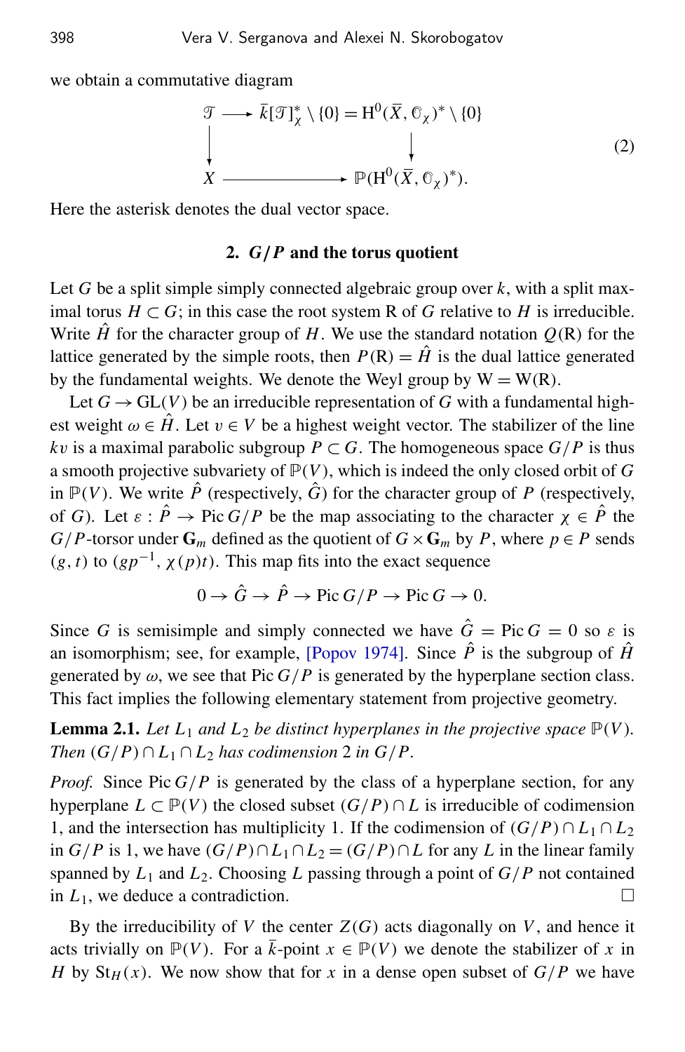we obtain a commutative diagram

$$\begin{array}{ccc} \mathcal{T} & \longrightarrow & \bar{k}[\mathcal{T}]^*_\chi \setminus \{0\} = \mathrm{H}^0(\bar{X}, \mathcal{O}_\chi)^* \setminus \{0\} \\ \downarrow & & \downarrow \\ X & \longrightarrow & \mathbb{P}(\mathrm{H}^0(\bar{X}, \mathcal{O}_\chi)^*). \end{array} \tag{2}$$

Here the asterisk denotes the dual vector space.

## 2. $G/P$ and the torus quotient

Let $G$ be a split simple simply connected algebraic group over $k$, with a split maximal torus $H \subset G$; in this case the root system R of $G$ relative to $H$ is irreducible. Write $\hat{H}$ for the character group of $H$. We use the standard notation $Q(\mathrm{R})$ for the lattice generated by the simple roots, then $P(\mathrm{R}) = \hat{H}$ is the dual lattice generated by the fundamental weights. We denote the Weyl group by $\mathrm{W} = \mathrm{W}(\mathrm{R})$.

Let $G \to \mathrm{GL}(V)$ be an irreducible representation of $G$ with a fundamental highest weight $\omega \in \hat{H}$. Let $v \in V$ be a highest weight vector. The stabilizer of the line $kv$ is a maximal parabolic subgroup $P \subset G$. The homogeneous space $G/P$ is thus a smooth projective subvariety of $\mathbb{P}(V)$, which is indeed the only closed orbit of $G$ in $\mathbb{P}(V)$. We write $\hat{P}$ (respectively, $\hat{G}$) for the character group of $P$ (respectively, of $G$). Let $\varepsilon : \hat{P} \to \operatorname{Pic} G/P$ be the map associating to the character $\chi \in \hat{P}$ the $G/P$-torsor under $\mathbf{G}_m$ defined as the quotient of $G \times \mathbf{G}_m$ by $P$, where $p \in P$ sends $(g, t)$ to $(gp^{-1}, \chi(p)t)$. This map fits into the exact sequence

$$0 \to \hat{G} \to \hat{P} \to \operatorname{Pic} G/P \to \operatorname{Pic} G \to 0.$$

Since $G$ is semisimple and simply connected we have $\hat{G} = \operatorname{Pic} G = 0$ so $\varepsilon$ is an isomorphism; see, for example, [Popov 1974]. Since $\hat{P}$ is the subgroup of $\hat{H}$ generated by $\omega$, we see that $\operatorname{Pic} G/P$ is generated by the hyperplane section class. This fact implies the following elementary statement from projective geometry.

**Lemma 2.1.** *Let $L_1$ and $L_2$ be distinct hyperplanes in the projective space $\mathbb{P}(V)$. Then $(G/P) \cap L_1 \cap L_2$ has codimension 2 in $G/P$.*

*Proof.* Since $\operatorname{Pic} G/P$ is generated by the class of a hyperplane section, for any hyperplane $L \subset \mathbb{P}(V)$ the closed subset $(G/P) \cap L$ is irreducible of codimension 1, and the intersection has multiplicity 1. If the codimension of $(G/P) \cap L_1 \cap L_2$ in $G/P$ is 1, we have $(G/P) \cap L_1 \cap L_2 = (G/P) \cap L$ for any $L$ in the linear family spanned by $L_1$ and $L_2$. Choosing $L$ passing through a point of $G/P$ not contained in $L_1$, we deduce a contradiction. □

By the irreducibility of $V$ the center $Z(G)$ acts diagonally on $V$, and hence it acts trivially on $\mathbb{P}(V)$. For a $\bar{k}$-point $x \in \mathbb{P}(V)$ we denote the stabilizer of $x$ in $H$ by $\mathrm{St}_H(x)$. We now show that for $x$ in a dense open subset of $G/P$ we have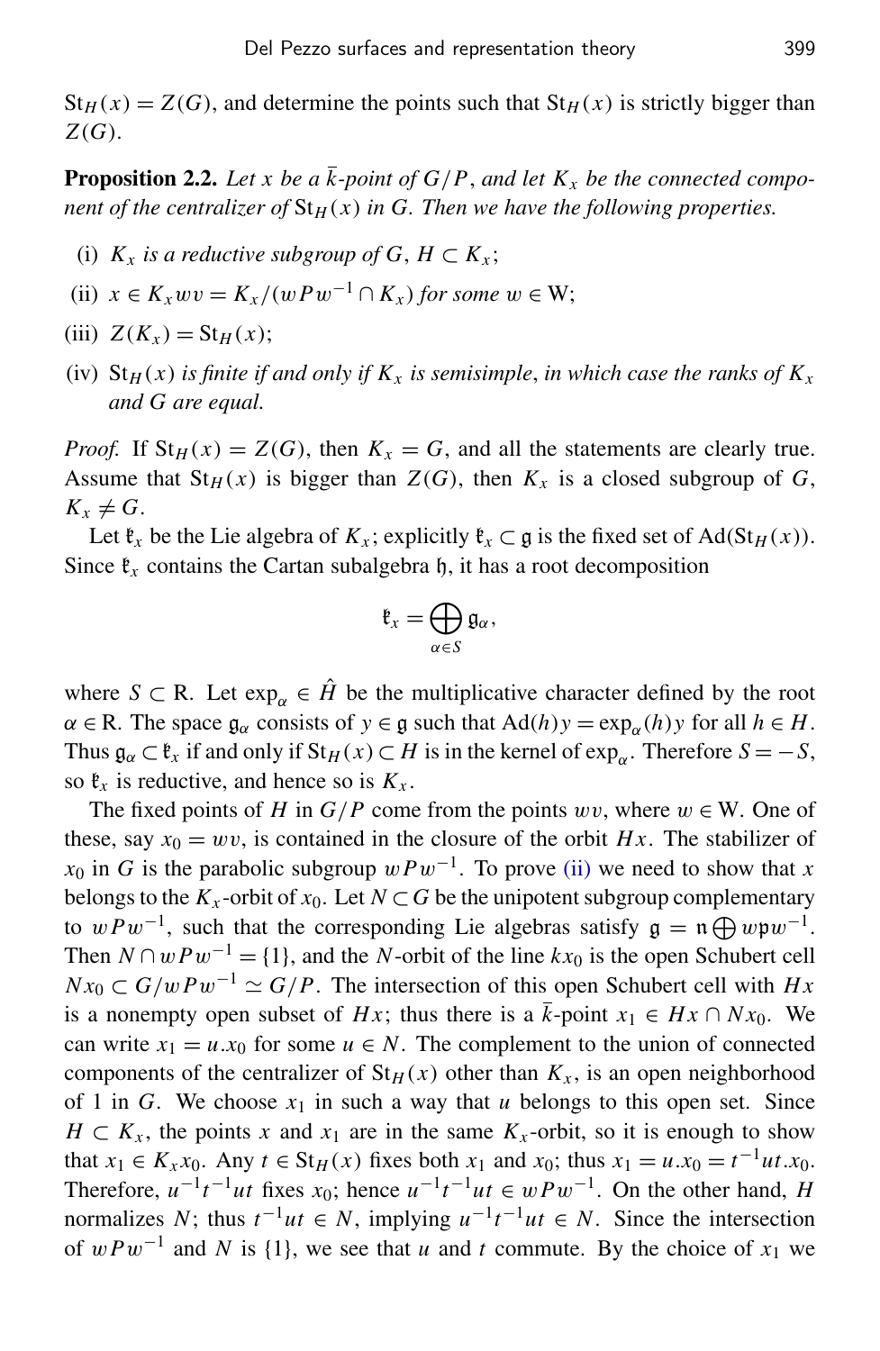$\mathrm{St}_H(x) = Z(G)$, and determine the points such that $\mathrm{St}_H(x)$ is strictly bigger than $Z(G)$.

**Proposition 2.2.** *Let $x$ be a $\bar{k}$-point of $G/P$, and let $K_x$ be the connected component of the centralizer of $\mathrm{St}_H(x)$ in $G$. Then we have the following properties.*

(i) *$K_x$ is a reductive subgroup of $G$, $H \subset K_x$;*

(ii) *$x \in K_x wv = K_x/(wPw^{-1} \cap K_x)$ for some $w \in \mathrm{W}$;*

(iii) *$Z(K_x) = \mathrm{St}_H(x)$;*

(iv) *$\mathrm{St}_H(x)$ is finite if and only if $K_x$ is semisimple, in which case the ranks of $K_x$ and $G$ are equal.*

*Proof.* If $\mathrm{St}_H(x) = Z(G)$, then $K_x = G$, and all the statements are clearly true. Assume that $\mathrm{St}_H(x)$ is bigger than $Z(G)$, then $K_x$ is a closed subgroup of $G$, $K_x \neq G$.

Let $\mathfrak{k}_x$ be the Lie algebra of $K_x$; explicitly $\mathfrak{k}_x \subset \mathfrak{g}$ is the fixed set of $\mathrm{Ad}(\mathrm{St}_H(x))$. Since $\mathfrak{k}_x$ contains the Cartan subalgebra $\mathfrak{h}$, it has a root decomposition

$$\mathfrak{k}_x = \bigoplus_{\alpha \in S} \mathfrak{g}_\alpha,$$

where $S \subset \mathrm{R}$. Let $\exp_\alpha \in \hat{H}$ be the multiplicative character defined by the root $\alpha \in \mathrm{R}$. The space $\mathfrak{g}_\alpha$ consists of $y \in \mathfrak{g}$ such that $\mathrm{Ad}(h)y = \exp_\alpha(h)y$ for all $h \in H$. Thus $\mathfrak{g}_\alpha \subset \mathfrak{k}_x$ if and only if $\mathrm{St}_H(x) \subset H$ is in the kernel of $\exp_\alpha$. Therefore $S = -S$, so $\mathfrak{k}_x$ is reductive, and hence so is $K_x$.

The fixed points of $H$ in $G/P$ come from the points $wv$, where $w \in \mathrm{W}$. One of these, say $x_0 = wv$, is contained in the closure of the orbit $Hx$. The stabilizer of $x_0$ in $G$ is the parabolic subgroup $wPw^{-1}$. To prove (ii) we need to show that $x$ belongs to the $K_x$-orbit of $x_0$. Let $N \subset G$ be the unipotent subgroup complementary to $wPw^{-1}$, such that the corresponding Lie algebras satisfy $\mathfrak{g} = \mathfrak{n} \bigoplus w\mathfrak{p}w^{-1}$. Then $N \cap wPw^{-1} = \{1\}$, and the $N$-orbit of the line $kx_0$ is the open Schubert cell $Nx_0 \subset G/wPw^{-1} \simeq G/P$. The intersection of this open Schubert cell with $Hx$ is a nonempty open subset of $Hx$; thus there is a $\bar{k}$-point $x_1 \in Hx \cap Nx_0$. We can write $x_1 = u.x_0$ for some $u \in N$. The complement to the union of connected components of the centralizer of $\mathrm{St}_H(x)$ other than $K_x$, is an open neighborhood of 1 in $G$. We choose $x_1$ in such a way that $u$ belongs to this open set. Since $H \subset K_x$, the points $x$ and $x_1$ are in the same $K_x$-orbit, so it is enough to show that $x_1 \in K_x x_0$. Any $t \in \mathrm{St}_H(x)$ fixes both $x_1$ and $x_0$; thus $x_1 = u.x_0 = t^{-1}ut.x_0$. Therefore, $u^{-1}t^{-1}ut$ fixes $x_0$; hence $u^{-1}t^{-1}ut \in wPw^{-1}$. On the other hand, $H$ normalizes $N$; thus $t^{-1}ut \in N$, implying $u^{-1}t^{-1}ut \in N$. Since the intersection of $wPw^{-1}$ and $N$ is $\{1\}$, we see that $u$ and $t$ commute. By the choice of $x_1$ we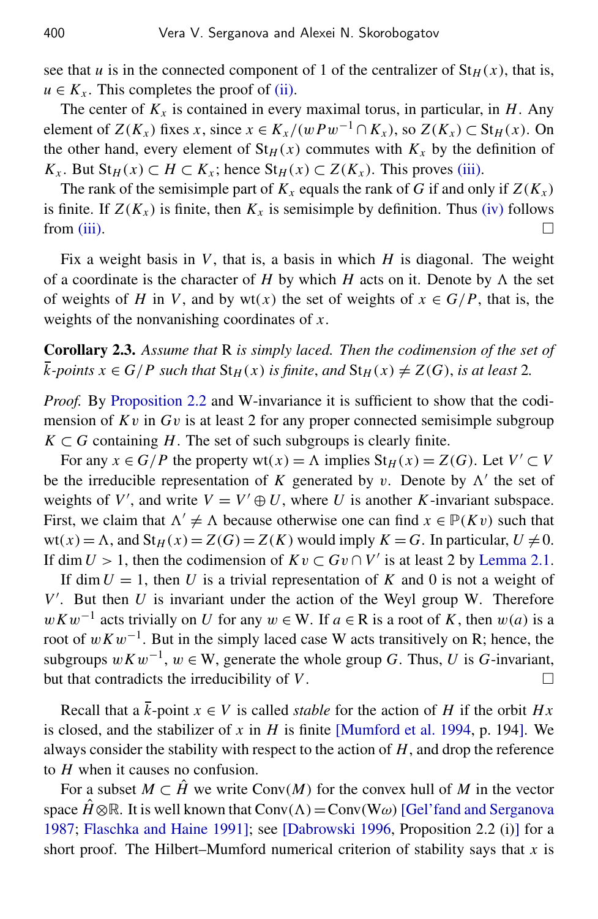see that $u$ is in the connected component of 1 of the centralizer of $\mathrm{St}_H(x)$, that is, $u \in K_x$. This completes the proof of (ii).

The center of $K_x$ is contained in every maximal torus, in particular, in $H$. Any element of $Z(K_x)$ fixes $x$, since $x \in K_x/(wPw^{-1} \cap K_x)$, so $Z(K_x) \subset \mathrm{St}_H(x)$. On the other hand, every element of $\mathrm{St}_H(x)$ commutes with $K_x$ by the definition of $K_x$. But $\mathrm{St}_H(x) \subset H \subset K_x$; hence $\mathrm{St}_H(x) \subset Z(K_x)$. This proves (iii).

The rank of the semisimple part of $K_x$ equals the rank of $G$ if and only if $Z(K_x)$ is finite. If $Z(K_x)$ is finite, then $K_x$ is semisimple by definition. Thus (iv) follows from (iii). $\square$

Fix a weight basis in $V$, that is, a basis in which $H$ is diagonal. The weight of a coordinate is the character of $H$ by which $H$ acts on it. Denote by $\Lambda$ the set of weights of $H$ in $V$, and by $\mathrm{wt}(x)$ the set of weights of $x \in G/P$, that is, the weights of the nonvanishing coordinates of $x$.

**Corollary 2.3.** *Assume that* R *is simply laced. Then the codimension of the set of* $\bar{k}$*-points* $x \in G/P$ *such that* $\mathrm{St}_H(x)$ *is finite, and* $\mathrm{St}_H(x) \neq Z(G)$*, is at least* 2*.*

*Proof.* By Proposition 2.2 and W-invariance it is sufficient to show that the codimension of $Kv$ in $Gv$ is at least 2 for any proper connected semisimple subgroup $K \subset G$ containing $H$. The set of such subgroups is clearly finite.

For any $x \in G/P$ the property $\mathrm{wt}(x) = \Lambda$ implies $\mathrm{St}_H(x) = Z(G)$. Let $V' \subset V$ be the irreducible representation of $K$ generated by $v$. Denote by $\Lambda'$ the set of weights of $V'$, and write $V = V' \oplus U$, where $U$ is another $K$-invariant subspace. First, we claim that $\Lambda' \neq \Lambda$ because otherwise one can find $x \in \mathbb{P}(Kv)$ such that $\mathrm{wt}(x) = \Lambda$, and $\mathrm{St}_H(x) = Z(G) = Z(K)$ would imply $K = G$. In particular, $U \neq 0$. If $\dim U > 1$, then the codimension of $Kv \subset Gv \cap V'$ is at least 2 by Lemma 2.1.

If $\dim U = 1$, then $U$ is a trivial representation of $K$ and 0 is not a weight of $V'$. But then $U$ is invariant under the action of the Weyl group W. Therefore $wKw^{-1}$ acts trivially on $U$ for any $w \in \mathrm{W}$. If $a \in \mathrm{R}$ is a root of $K$, then $w(a)$ is a root of $wKw^{-1}$. But in the simply laced case W acts transitively on R; hence, the subgroups $wKw^{-1}$, $w \in \mathrm{W}$, generate the whole group $G$. Thus, $U$ is $G$-invariant, but that contradicts the irreducibility of $V$. $\square$

Recall that a $\bar{k}$-point $x \in V$ is called *stable* for the action of $H$ if the orbit $Hx$ is closed, and the stabilizer of $x$ in $H$ is finite [Mumford et al. 1994, p. 194]. We always consider the stability with respect to the action of $H$, and drop the reference to $H$ when it causes no confusion.

For a subset $M \subset \hat{H}$ we write $\mathrm{Conv}(M)$ for the convex hull of $M$ in the vector space $\hat{H} \otimes \mathbb{R}$. It is well known that $\mathrm{Conv}(\Lambda) = \mathrm{Conv}(\mathrm{W}\omega)$ [Gel'fand and Serganova 1987; Flaschka and Haine 1991]; see [Dabrowski 1996, Proposition 2.2 (i)] for a short proof. The Hilbert–Mumford numerical criterion of stability says that $x$ is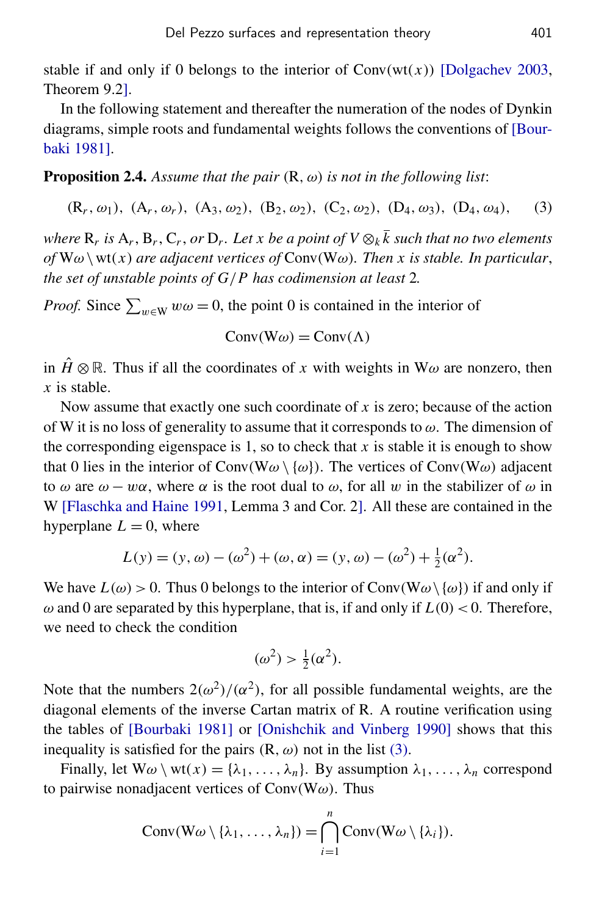stable if and only if 0 belongs to the interior of $\mathrm{Conv}(\mathrm{wt}(x))$ [Dolgachev 2003, Theorem 9.2].

In the following statement and thereafter the numeration of the nodes of Dynkin diagrams, simple roots and fundamental weights follows the conventions of [Bourbaki 1981].

**Proposition 2.4.** *Assume that the pair* $(\mathrm{R}, \omega)$ *is not in the following list*:

$$(\mathrm{R}_r, \omega_1),\ (\mathrm{A}_r, \omega_r),\ (\mathrm{A}_3, \omega_2),\ (\mathrm{B}_2, \omega_2),\ (\mathrm{C}_2, \omega_2),\ (\mathrm{D}_4, \omega_3),\ (\mathrm{D}_4, \omega_4), \tag{3}$$

*where* $\mathrm{R}_r$ *is* $\mathrm{A}_r$, $\mathrm{B}_r$, $\mathrm{C}_r$, *or* $\mathrm{D}_r$. *Let $x$ be a point of* $V \otimes_k \bar{k}$ *such that no two elements of* $\mathrm{W}\omega \setminus \mathrm{wt}(x)$ *are adjacent vertices of* $\mathrm{Conv}(\mathrm{W}\omega)$. *Then $x$ is stable. In particular, the set of unstable points of $G/P$ has codimension at least* 2.

*Proof.* Since $\sum_{w \in \mathrm{W}} w\omega = 0$, the point 0 is contained in the interior of

$$\mathrm{Conv}(\mathrm{W}\omega) = \mathrm{Conv}(\Lambda)$$

in $\hat{H} \otimes \mathbb{R}$. Thus if all the coordinates of $x$ with weights in $\mathrm{W}\omega$ are nonzero, then $x$ is stable.

Now assume that exactly one such coordinate of $x$ is zero; because of the action of W it is no loss of generality to assume that it corresponds to $\omega$. The dimension of the corresponding eigenspace is 1, so to check that $x$ is stable it is enough to show that 0 lies in the interior of $\mathrm{Conv}(\mathrm{W}\omega \setminus \{\omega\})$. The vertices of $\mathrm{Conv}(\mathrm{W}\omega)$ adjacent to $\omega$ are $\omega - w\alpha$, where $\alpha$ is the root dual to $\omega$, for all $w$ in the stabilizer of $\omega$ in W [Flaschka and Haine 1991, Lemma 3 and Cor. 2]. All these are contained in the hyperplane $L = 0$, where

$$L(y) = (y, \omega) - (\omega^2) + (\omega, \alpha) = (y, \omega) - (\omega^2) + \tfrac{1}{2}(\alpha^2).$$

We have $L(\omega) > 0$. Thus 0 belongs to the interior of $\mathrm{Conv}(\mathrm{W}\omega \setminus \{\omega\})$ if and only if $\omega$ and 0 are separated by this hyperplane, that is, if and only if $L(0) < 0$. Therefore, we need to check the condition

$$(\omega^2) > \tfrac{1}{2}(\alpha^2).$$

Note that the numbers $2(\omega^2)/(\alpha^2)$, for all possible fundamental weights, are the diagonal elements of the inverse Cartan matrix of R. A routine verification using the tables of [Bourbaki 1981] or [Onishchik and Vinberg 1990] shows that this inequality is satisfied for the pairs $(\mathrm{R}, \omega)$ not in the list (3).

Finally, let $\mathrm{W}\omega \setminus \mathrm{wt}(x) = \{\lambda_1, \ldots, \lambda_n\}$. By assumption $\lambda_1, \ldots, \lambda_n$ correspond to pairwise nonadjacent vertices of $\mathrm{Conv}(\mathrm{W}\omega)$. Thus

$$\mathrm{Conv}(\mathrm{W}\omega \setminus \{\lambda_1, \ldots, \lambda_n\}) = \bigcap_{i=1}^{n} \mathrm{Conv}(\mathrm{W}\omega \setminus \{\lambda_i\}).$$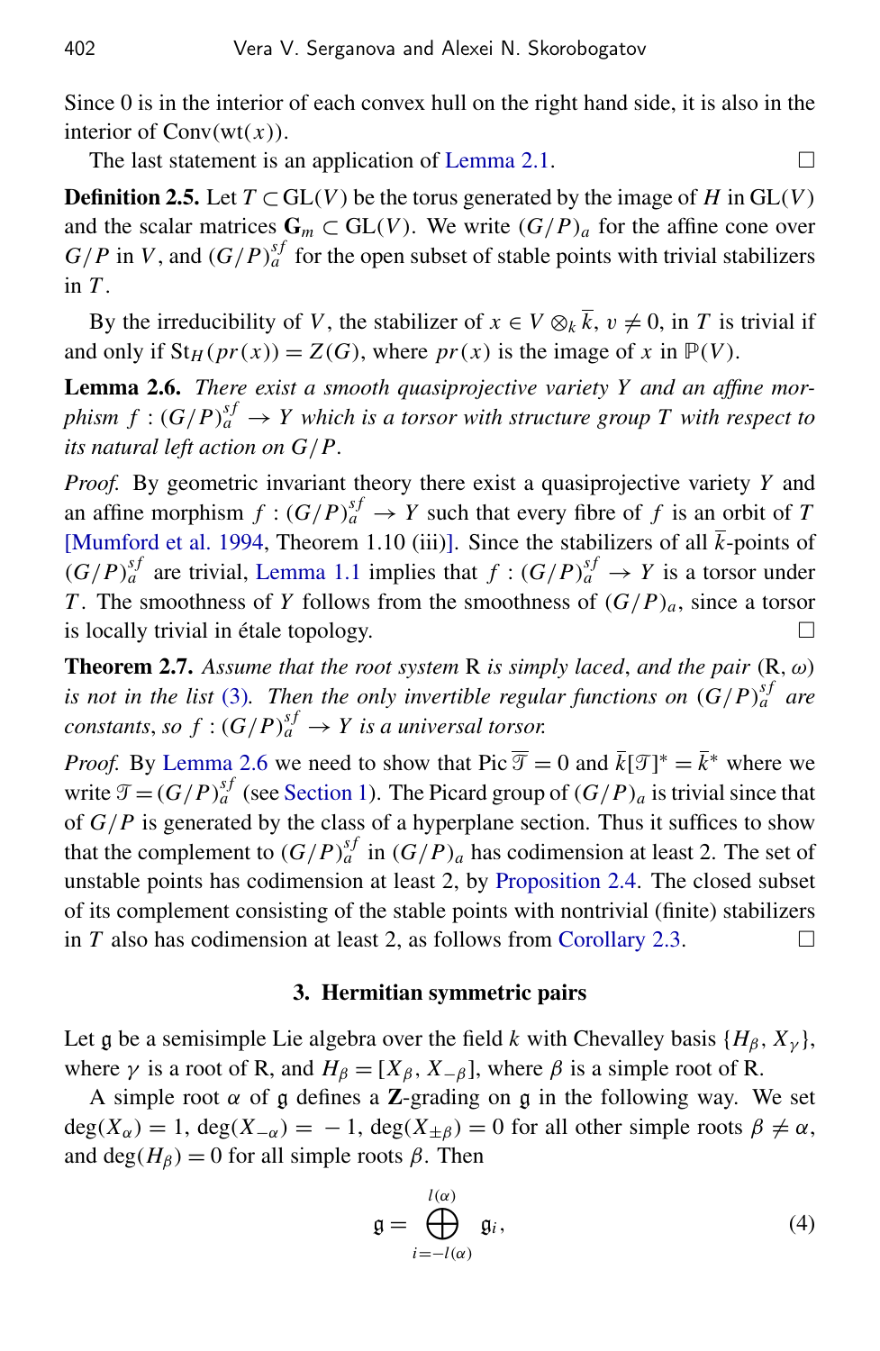Since 0 is in the interior of each convex hull on the right hand side, it is also in the interior of $\mathrm{Conv}(\mathrm{wt}(x))$.

The last statement is an application of Lemma 2.1. $\square$

**Definition 2.5.** Let $T \subset \mathrm{GL}(V)$ be the torus generated by the image of $H$ in $\mathrm{GL}(V)$ and the scalar matrices $\mathbf{G}_m \subset \mathrm{GL}(V)$. We write $(G/P)_a$ for the affine cone over $G/P$ in $V$, and $(G/P)_a^{sf}$ for the open subset of stable points with trivial stabilizers in $T$.

By the irreducibility of $V$, the stabilizer of $x \in V \otimes_k \overline{k}$, $v \neq 0$, in $T$ is trivial if and only if $\mathrm{St}_H(pr(x)) = Z(G)$, where $pr(x)$ is the image of $x$ in $\mathbb{P}(V)$.

**Lemma 2.6.** *There exist a smooth quasiprojective variety $Y$ and an affine morphism $f : (G/P)_a^{sf} \to Y$ which is a torsor with structure group $T$ with respect to its natural left action on $G/P$.*

*Proof.* By geometric invariant theory there exist a quasiprojective variety $Y$ and an affine morphism $f : (G/P)_a^{sf} \to Y$ such that every fibre of $f$ is an orbit of $T$ [Mumford et al. 1994, Theorem 1.10 (iii)]. Since the stabilizers of all $\overline{k}$-points of $(G/P)_a^{sf}$ are trivial, Lemma 1.1 implies that $f : (G/P)_a^{sf} \to Y$ is a torsor under $T$. The smoothness of $Y$ follows from the smoothness of $(G/P)_a$, since a torsor is locally trivial in étale topology. $\square$

**Theorem 2.7.** *Assume that the root system* R *is simply laced, and the pair* $(\mathrm{R}, \omega)$ *is not in the list* (3)*. Then the only invertible regular functions on $(G/P)_a^{sf}$ are constants, so $f : (G/P)_a^{sf} \to Y$ is a universal torsor.*

*Proof.* By Lemma 2.6 we need to show that $\mathrm{Pic}\,\overline{\mathcal{T}} = 0$ and $\overline{k}[\mathcal{T}]^* = \overline{k}^*$ where we write $\mathcal{T} = (G/P)_a^{sf}$ (see Section 1). The Picard group of $(G/P)_a$ is trivial since that of $G/P$ is generated by the class of a hyperplane section. Thus it suffices to show that the complement to $(G/P)_a^{sf}$ in $(G/P)_a$ has codimension at least 2. The set of unstable points has codimension at least 2, by Proposition 2.4. The closed subset of its complement consisting of the stable points with nontrivial (finite) stabilizers in $T$ also has codimension at least 2, as follows from Corollary 2.3. $\square$

## 3. Hermitian symmetric pairs

Let $\mathfrak{g}$ be a semisimple Lie algebra over the field $k$ with Chevalley basis $\{H_\beta, X_\gamma\}$, where $\gamma$ is a root of R, and $H_\beta = [X_\beta, X_{-\beta}]$, where $\beta$ is a simple root of R.

A simple root $\alpha$ of $\mathfrak{g}$ defines a $\mathbf{Z}$-grading on $\mathfrak{g}$ in the following way. We set $\deg(X_\alpha) = 1$, $\deg(X_{-\alpha}) = -1$, $\deg(X_{\pm\beta}) = 0$ for all other simple roots $\beta \neq \alpha$, and $\deg(H_\beta) = 0$ for all simple roots $\beta$. Then

$$\mathfrak{g} = \bigoplus_{i=-l(\alpha)}^{l(\alpha)} \mathfrak{g}_i, \tag{4}$$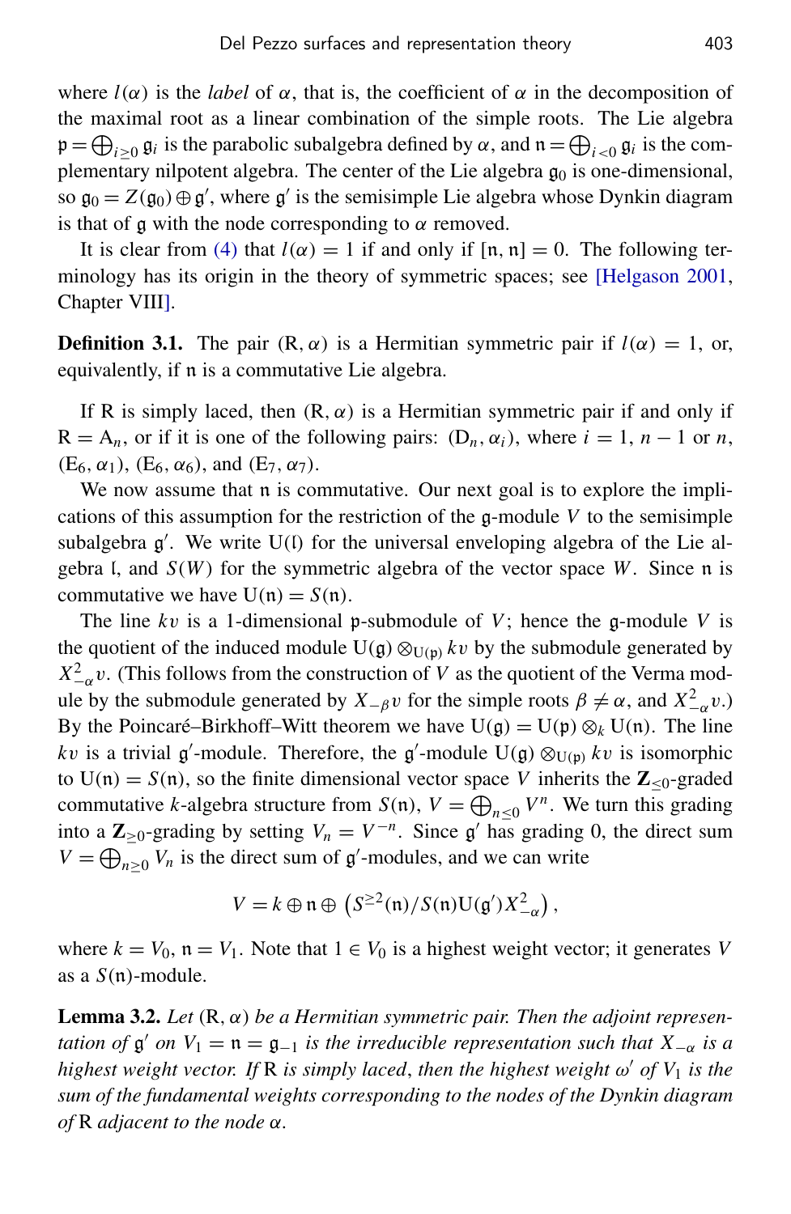where $l(\alpha)$ is the *label* of $\alpha$, that is, the coefficient of $\alpha$ in the decomposition of the maximal root as a linear combination of the simple roots. The Lie algebra $\mathfrak{p} = \bigoplus_{i \geq 0} \mathfrak{g}_i$ is the parabolic subalgebra defined by $\alpha$, and $\mathfrak{n} = \bigoplus_{i<0} \mathfrak{g}_i$ is the complementary nilpotent algebra. The center of the Lie algebra $\mathfrak{g}_0$ is one-dimensional, so $\mathfrak{g}_0 = Z(\mathfrak{g}_0) \oplus \mathfrak{g}'$, where $\mathfrak{g}'$ is the semisimple Lie algebra whose Dynkin diagram is that of $\mathfrak{g}$ with the node corresponding to $\alpha$ removed.

It is clear from (4) that $l(\alpha) = 1$ if and only if $[\mathfrak{n}, \mathfrak{n}] = 0$. The following terminology has its origin in the theory of symmetric spaces; see [Helgason 2001, Chapter VIII].

**Definition 3.1.** The pair $(\mathrm{R}, \alpha)$ is a Hermitian symmetric pair if $l(\alpha) = 1$, or, equivalently, if $\mathfrak{n}$ is a commutative Lie algebra.

If R is simply laced, then $(\mathrm{R}, \alpha)$ is a Hermitian symmetric pair if and only if $\mathrm{R} = \mathrm{A}_n$, or if it is one of the following pairs: $(\mathrm{D}_n, \alpha_i)$, where $i = 1$, $n-1$ or $n$, $(\mathrm{E}_6, \alpha_1)$, $(\mathrm{E}_6, \alpha_6)$, and $(\mathrm{E}_7, \alpha_7)$.

We now assume that $\mathfrak{n}$ is commutative. Our next goal is to explore the implications of this assumption for the restriction of the $\mathfrak{g}$-module $V$ to the semisimple subalgebra $\mathfrak{g}'$. We write $\mathrm{U}(\mathfrak{l})$ for the universal enveloping algebra of the Lie algebra $\mathfrak{l}$, and $S(W)$ for the symmetric algebra of the vector space $W$. Since $\mathfrak{n}$ is commutative we have $\mathrm{U}(\mathfrak{n}) = S(\mathfrak{n})$.

The line $kv$ is a 1-dimensional $\mathfrak{p}$-submodule of $V$; hence the $\mathfrak{g}$-module $V$ is the quotient of the induced module $\mathrm{U}(\mathfrak{g}) \otimes_{\mathrm{U}(\mathfrak{p})} kv$ by the submodule generated by $X_{-\alpha}^2 v$. (This follows from the construction of $V$ as the quotient of the Verma module by the submodule generated by $X_{-\beta}v$ for the simple roots $\beta \neq \alpha$, and $X_{-\alpha}^2 v$.) By the Poincaré–Birkhoff–Witt theorem we have $\mathrm{U}(\mathfrak{g}) = \mathrm{U}(\mathfrak{p}) \otimes_k \mathrm{U}(\mathfrak{n})$. The line $kv$ is a trivial $\mathfrak{g}'$-module. Therefore, the $\mathfrak{g}'$-module $\mathrm{U}(\mathfrak{g}) \otimes_{\mathrm{U}(\mathfrak{p})} kv$ is isomorphic to $\mathrm{U}(\mathfrak{n}) = S(\mathfrak{n})$, so the finite dimensional vector space $V$ inherits the $\mathbf{Z}_{\leq 0}$-graded commutative $k$-algebra structure from $S(\mathfrak{n})$, $V = \bigoplus_{n \leq 0} V^n$. We turn this grading into a $\mathbf{Z}_{\geq 0}$-grading by setting $V_n = V^{-n}$. Since $\mathfrak{g}'$ has grading 0, the direct sum $V = \bigoplus_{n \geq 0} V_n$ is the direct sum of $\mathfrak{g}'$-modules, and we can write

$$V = k \oplus \mathfrak{n} \oplus \left(S^{\geq 2}(\mathfrak{n}) / S(\mathfrak{n})\mathrm{U}(\mathfrak{g}')X_{-\alpha}^2\right),$$

where $k = V_0$, $\mathfrak{n} = V_1$. Note that $1 \in V_0$ is a highest weight vector; it generates $V$ as a $S(\mathfrak{n})$-module.

**Lemma 3.2.** *Let $(\mathrm{R}, \alpha)$ be a Hermitian symmetric pair. Then the adjoint representation of $\mathfrak{g}'$ on $V_1 = \mathfrak{n} = \mathfrak{g}_{-1}$ is the irreducible representation such that $X_{-\alpha}$ is a highest weight vector. If* R *is simply laced, then the highest weight $\omega'$ of $V_1$ is the sum of the fundamental weights corresponding to the nodes of the Dynkin diagram of* R *adjacent to the node $\alpha$.*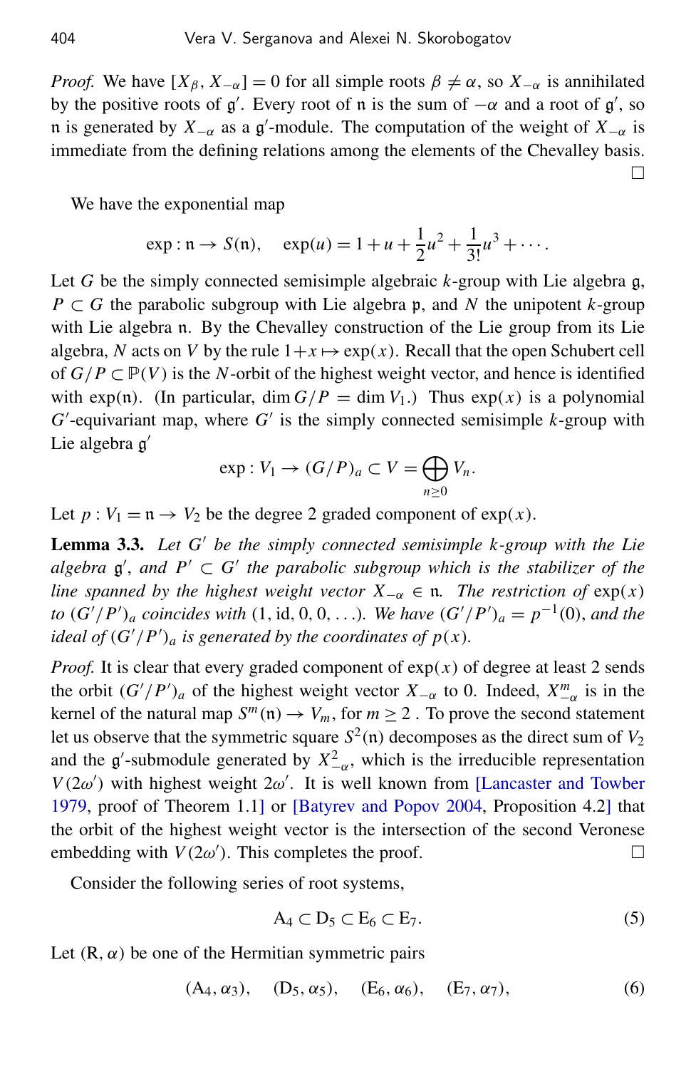*Proof.* We have $[X_\beta, X_{-\alpha}] = 0$ for all simple roots $\beta \neq \alpha$, so $X_{-\alpha}$ is annihilated by the positive roots of $\mathfrak{g}'$. Every root of $\mathfrak{n}$ is the sum of $-\alpha$ and a root of $\mathfrak{g}'$, so $\mathfrak{n}$ is generated by $X_{-\alpha}$ as a $\mathfrak{g}'$-module. The computation of the weight of $X_{-\alpha}$ is immediate from the defining relations among the elements of the Chevalley basis. □

We have the exponential map

$$\exp : \mathfrak{n} \to S(\mathfrak{n}), \quad \exp(u) = 1 + u + \frac{1}{2}u^2 + \frac{1}{3!}u^3 + \cdots.$$

Let $G$ be the simply connected semisimple algebraic $k$-group with Lie algebra $\mathfrak{g}$, $P \subset G$ the parabolic subgroup with Lie algebra $\mathfrak{p}$, and $N$ the unipotent $k$-group with Lie algebra $\mathfrak{n}$. By the Chevalley construction of the Lie group from its Lie algebra, $N$ acts on $V$ by the rule $1+x \mapsto \exp(x)$. Recall that the open Schubert cell of $G/P \subset \mathbb{P}(V)$ is the $N$-orbit of the highest weight vector, and hence is identified with $\exp(\mathfrak{n})$. (In particular, $\dim G/P = \dim V_1$.) Thus $\exp(x)$ is a polynomial $G'$-equivariant map, where $G'$ is the simply connected semisimple $k$-group with Lie algebra $\mathfrak{g}'$

$$\exp : V_1 \to (G/P)_a \subset V = \bigoplus_{n \geq 0} V_n.$$

Let $p : V_1 = \mathfrak{n} \to V_2$ be the degree 2 graded component of $\exp(x)$.

**Lemma 3.3.** *Let $G'$ be the simply connected semisimple $k$-group with the Lie algebra $\mathfrak{g}'$, and $P' \subset G'$ the parabolic subgroup which is the stabilizer of the line spanned by the highest weight vector $X_{-\alpha} \in \mathfrak{n}$. The restriction of $\exp(x)$ to $(G'/P')_a$ coincides with $(1, \mathrm{id}, 0, 0, \ldots)$. We have $(G'/P')_a = p^{-1}(0)$, and the ideal of $(G'/P')_a$ is generated by the coordinates of $p(x)$.*

*Proof.* It is clear that every graded component of $\exp(x)$ of degree at least 2 sends the orbit $(G'/P')_a$ of the highest weight vector $X_{-\alpha}$ to 0. Indeed, $X_{-\alpha}^m$ is in the kernel of the natural map $S^m(\mathfrak{n}) \to V_m$, for $m \geq 2$ . To prove the second statement let us observe that the symmetric square $S^2(\mathfrak{n})$ decomposes as the direct sum of $V_2$ and the $\mathfrak{g}'$-submodule generated by $X_{-\alpha}^2$, which is the irreducible representation $V(2\omega')$ with highest weight $2\omega'$. It is well known from [Lancaster and Towber 1979, proof of Theorem 1.1] or [Batyrev and Popov 2004, Proposition 4.2] that the orbit of the highest weight vector is the intersection of the second Veronese embedding with $V(2\omega')$. This completes the proof. □

Consider the following series of root systems,

$$\mathrm{A}_4 \subset \mathrm{D}_5 \subset \mathrm{E}_6 \subset \mathrm{E}_7. \tag{5}$$

Let $(\mathrm{R}, \alpha)$ be one of the Hermitian symmetric pairs

$$(\mathrm{A}_4, \alpha_3), \quad (\mathrm{D}_5, \alpha_5), \quad (\mathrm{E}_6, \alpha_6), \quad (\mathrm{E}_7, \alpha_7), \tag{6}$$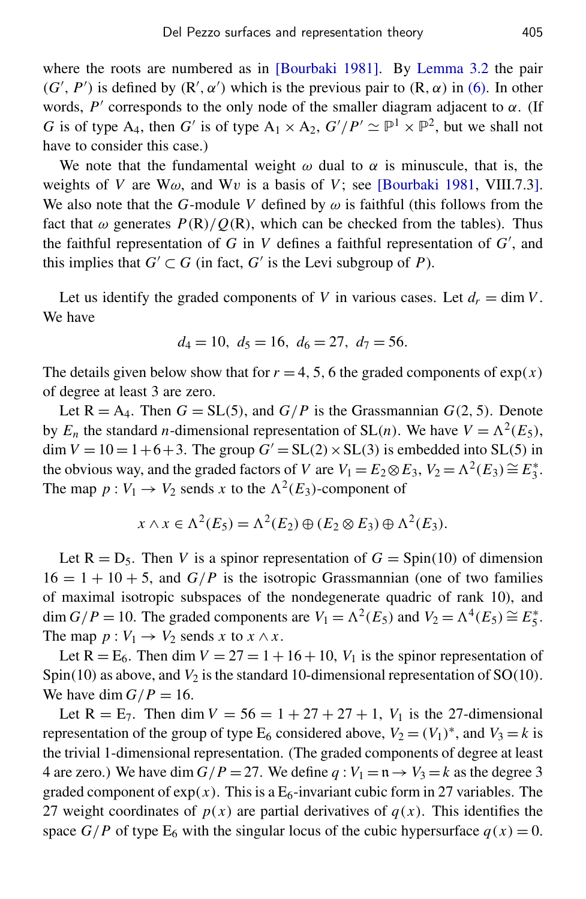where the roots are numbered as in [Bourbaki 1981]. By Lemma 3.2 the pair $(G', P')$ is defined by $(\mathrm{R}', \alpha')$ which is the previous pair to $(\mathrm{R}, \alpha)$ in (6). In other words, $P'$ corresponds to the only node of the smaller diagram adjacent to $\alpha$. (If $G$ is of type $\mathrm{A}_4$, then $G'$ is of type $\mathrm{A}_1 \times \mathrm{A}_2$, $G'/P' \simeq \mathbb{P}^1 \times \mathbb{P}^2$, but we shall not have to consider this case.)

We note that the fundamental weight $\omega$ dual to $\alpha$ is minuscule, that is, the weights of $V$ are $\mathrm{W}\omega$, and $\mathrm{W}v$ is a basis of $V$; see [Bourbaki 1981, VIII.7.3]. We also note that the $G$-module $V$ defined by $\omega$ is faithful (this follows from the fact that $\omega$ generates $P(\mathrm{R})/Q(\mathrm{R})$, which can be checked from the tables). Thus the faithful representation of $G$ in $V$ defines a faithful representation of $G'$, and this implies that $G' \subset G$ (in fact, $G'$ is the Levi subgroup of $P$).

Let us identify the graded components of $V$ in various cases. Let $d_r = \dim V$. We have

$$d_4 = 10,\ d_5 = 16,\ d_6 = 27,\ d_7 = 56.$$

The details given below show that for $r = 4, 5, 6$ the graded components of $\exp(x)$ of degree at least 3 are zero.

Let $\mathrm{R} = \mathrm{A}_4$. Then $G = \mathrm{SL}(5)$, and $G/P$ is the Grassmannian $G(2, 5)$. Denote by $E_n$ the standard $n$-dimensional representation of $\mathrm{SL}(n)$. We have $V = \Lambda^2(E_5)$, $\dim V = 10 = 1 + 6 + 3$. The group $G' = \mathrm{SL}(2) \times \mathrm{SL}(3)$ is embedded into $\mathrm{SL}(5)$ in the obvious way, and the graded factors of $V$ are $V_1 = E_2 \otimes E_3$, $V_2 = \Lambda^2(E_3) \cong E_3^*$. The map $p : V_1 \to V_2$ sends $x$ to the $\Lambda^2(E_3)$-component of

$$x \wedge x \in \Lambda^2(E_5) = \Lambda^2(E_2) \oplus (E_2 \otimes E_3) \oplus \Lambda^2(E_3).$$

Let $\mathrm{R} = \mathrm{D}_5$. Then $V$ is a spinor representation of $G = \mathrm{Spin}(10)$ of dimension $16 = 1 + 10 + 5$, and $G/P$ is the isotropic Grassmannian (one of two families of maximal isotropic subspaces of the nondegenerate quadric of rank 10), and $\dim G/P = 10$. The graded components are $V_1 = \Lambda^2(E_5)$ and $V_2 = \Lambda^4(E_5) \cong E_5^*$. The map $p : V_1 \to V_2$ sends $x$ to $x \wedge x$.

Let $\mathrm{R} = \mathrm{E}_6$. Then $\dim V = 27 = 1 + 16 + 10$, $V_1$ is the spinor representation of $\mathrm{Spin}(10)$ as above, and $V_2$ is the standard 10-dimensional representation of $\mathrm{SO}(10)$. We have $\dim G/P = 16$.

Let $\mathrm{R} = \mathrm{E}_7$. Then $\dim V = 56 = 1 + 27 + 27 + 1$, $V_1$ is the 27-dimensional representation of the group of type $\mathrm{E}_6$ considered above, $V_2 = (V_1)^*$, and $V_3 = k$ is the trivial 1-dimensional representation. (The graded components of degree at least 4 are zero.) We have $\dim G/P = 27$. We define $q : V_1 = \mathfrak{n} \to V_3 = k$ as the degree 3 graded component of $\exp(x)$. This is a $\mathrm{E}_6$-invariant cubic form in 27 variables. The 27 weight coordinates of $p(x)$ are partial derivatives of $q(x)$. This identifies the space $G/P$ of type $\mathrm{E}_6$ with the singular locus of the cubic hypersurface $q(x) = 0$.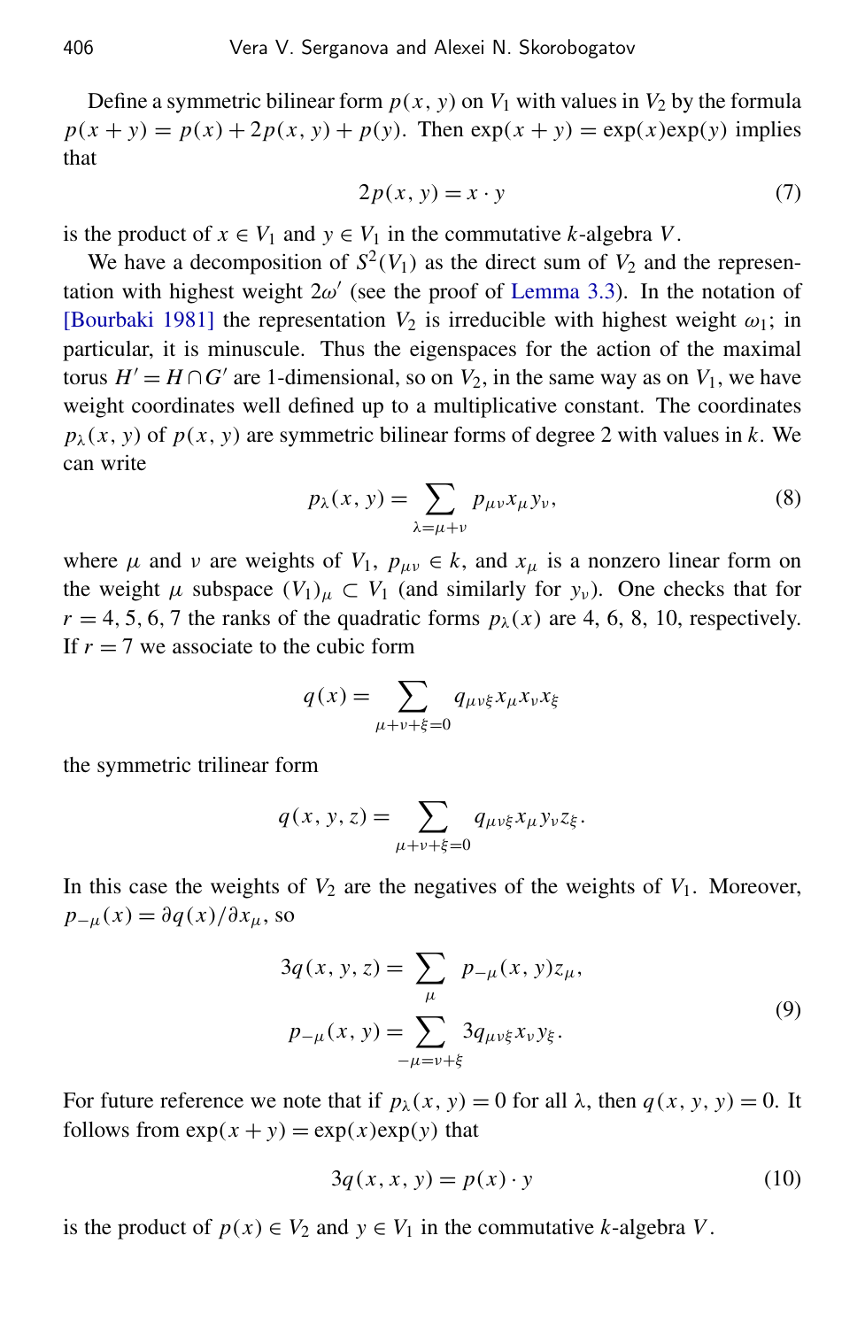Define a symmetric bilinear form $p(x, y)$ on $V_1$ with values in $V_2$ by the formula $p(x+y) = p(x) + 2p(x, y) + p(y)$. Then $\exp(x+y) = \exp(x)\exp(y)$ implies that

$$2p(x, y) = x \cdot y \tag{7}$$

is the product of $x \in V_1$ and $y \in V_1$ in the commutative $k$-algebra $V$.

We have a decomposition of $S^2(V_1)$ as the direct sum of $V_2$ and the representation with highest weight $2\omega'$ (see the proof of Lemma 3.3). In the notation of [Bourbaki 1981] the representation $V_2$ is irreducible with highest weight $\omega_1$; in particular, it is minuscule. Thus the eigenspaces for the action of the maximal torus $H' = H \cap G'$ are 1-dimensional, so on $V_2$, in the same way as on $V_1$, we have weight coordinates well defined up to a multiplicative constant. The coordinates $p_\lambda(x, y)$ of $p(x, y)$ are symmetric bilinear forms of degree 2 with values in $k$. We can write

$$p_\lambda(x, y) = \sum_{\lambda = \mu + \nu} p_{\mu\nu} x_\mu y_\nu, \tag{8}$$

where $\mu$ and $\nu$ are weights of $V_1$, $p_{\mu\nu} \in k$, and $x_\mu$ is a nonzero linear form on the weight $\mu$ subspace $(V_1)_\mu \subset V_1$ (and similarly for $y_\nu$). One checks that for $r = 4, 5, 6, 7$ the ranks of the quadratic forms $p_\lambda(x)$ are 4, 6, 8, 10, respectively. If $r = 7$ we associate to the cubic form

$$q(x) = \sum_{\mu+\nu+\xi=0} q_{\mu\nu\xi} x_\mu x_\nu x_\xi$$

the symmetric trilinear form

$$q(x, y, z) = \sum_{\mu+\nu+\xi=0} q_{\mu\nu\xi} x_\mu y_\nu z_\xi.$$

In this case the weights of $V_2$ are the negatives of the weights of $V_1$. Moreover, $p_{-\mu}(x) = \partial q(x)/\partial x_\mu$, so

$$\begin{aligned} 3q(x, y, z) &= \sum_\mu p_{-\mu}(x, y) z_\mu, \\ p_{-\mu}(x, y) &= \sum_{-\mu = \nu + \xi} 3q_{\mu\nu\xi} x_\nu y_\xi. \end{aligned} \tag{9}$$

For future reference we note that if $p_\lambda(x, y) = 0$ for all $\lambda$, then $q(x, y, y) = 0$. It follows from $\exp(x+y) = \exp(x)\exp(y)$ that

$$3q(x, x, y) = p(x) \cdot y \tag{10}$$

is the product of $p(x) \in V_2$ and $y \in V_1$ in the commutative $k$-algebra $V$.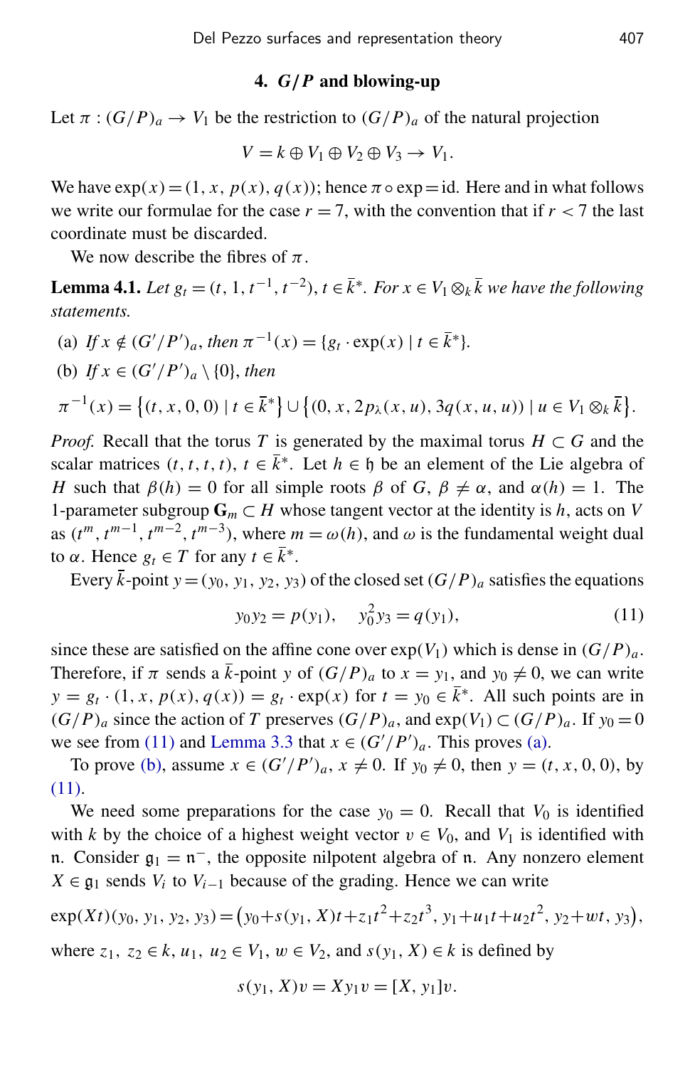## 4. $G/P$ and blowing-up

Let $\pi : (G/P)_a \to V_1$ be the restriction to $(G/P)_a$ of the natural projection

$$V = k \oplus V_1 \oplus V_2 \oplus V_3 \to V_1.$$

We have $\exp(x) = (1, x, p(x), q(x))$; hence $\pi \circ \exp = \mathrm{id}$. Here and in what follows we write our formulae for the case $r = 7$, with the convention that if $r < 7$ the last coordinate must be discarded.

We now describe the fibres of $\pi$.

**Lemma 4.1.** *Let $g_t = (t, 1, t^{-1}, t^{-2})$, $t \in \bar{k}^*$. For $x \in V_1 \otimes_k \bar{k}$ we have the following statements.*

(a) *If $x \notin (G'/P')_a$, then $\pi^{-1}(x) = \{g_t \cdot \exp(x) \mid t \in \bar{k}^*\}$.*

(b) *If $x \in (G'/P')_a \setminus \{0\}$, then*

$$\pi^{-1}(x) = \big\{(t, x, 0, 0) \mid t \in \bar{k}^*\big\} \cup \big\{(0, x, 2p_\lambda(x, u), 3q(x, u, u)) \mid u \in V_1 \otimes_k \bar{k}\big\}.$$

*Proof.* Recall that the torus $T$ is generated by the maximal torus $H \subset G$ and the scalar matrices $(t, t, t, t)$, $t \in \bar{k}^*$. Let $h \in \mathfrak{h}$ be an element of the Lie algebra of $H$ such that $\beta(h) = 0$ for all simple roots $\beta$ of $G$, $\beta \neq \alpha$, and $\alpha(h) = 1$. The 1-parameter subgroup $\mathbf{G}_m \subset H$ whose tangent vector at the identity is $h$, acts on $V$ as $(t^m, t^{m-1}, t^{m-2}, t^{m-3})$, where $m = \omega(h)$, and $\omega$ is the fundamental weight dual to $\alpha$. Hence $g_t \in T$ for any $t \in \bar{k}^*$.

Every $\bar{k}$-point $y = (y_0, y_1, y_2, y_3)$ of the closed set $(G/P)_a$ satisfies the equations

$$y_0 y_2 = p(y_1), \quad y_0^2 y_3 = q(y_1), \tag{11}$$

since these are satisfied on the affine cone over $\exp(V_1)$ which is dense in $(G/P)_a$. Therefore, if $\pi$ sends a $\bar{k}$-point $y$ of $(G/P)_a$ to $x = y_1$, and $y_0 \neq 0$, we can write $y = g_t \cdot (1, x, p(x), q(x)) = g_t \cdot \exp(x)$ for $t = y_0 \in \bar{k}^*$. All such points are in $(G/P)_a$ since the action of $T$ preserves $(G/P)_a$, and $\exp(V_1) \subset (G/P)_a$. If $y_0 = 0$ we see from (11) and Lemma 3.3 that $x \in (G'/P')_a$. This proves (a).

To prove (b), assume $x \in (G'/P')_a$, $x \neq 0$. If $y_0 \neq 0$, then $y = (t, x, 0, 0)$, by (11).

We need some preparations for the case $y_0 = 0$. Recall that $V_0$ is identified with $k$ by the choice of a highest weight vector $v \in V_0$, and $V_1$ is identified with $\mathfrak{n}$. Consider $\mathfrak{g}_1 = \mathfrak{n}^-$, the opposite nilpotent algebra of $\mathfrak{n}$. Any nonzero element $X \in \mathfrak{g}_1$ sends $V_i$ to $V_{i-1}$ because of the grading. Hence we can write

$$\exp(Xt)(y_0, y_1, y_2, y_3) = \big(y_0 + s(y_1, X)t + z_1 t^2 + z_2 t^3,\ y_1 + u_1 t + u_2 t^2,\ y_2 + wt,\ y_3\big),$$

where $z_1, z_2 \in k$, $u_1, u_2 \in V_1$, $w \in V_2$, and $s(y_1, X) \in k$ is defined by

$$s(y_1, X)v = X y_1 v = [X, y_1]v.$$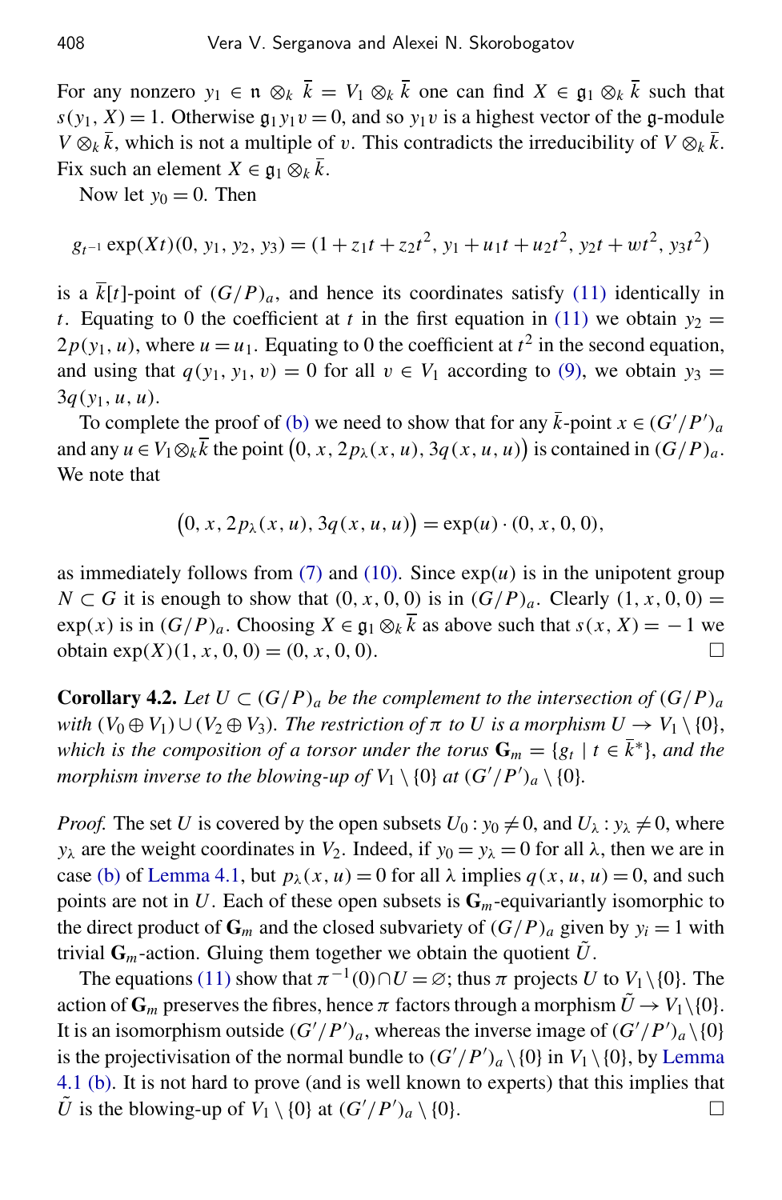For any nonzero $y_1 \in \mathfrak{n} \otimes_k \bar{k} = V_1 \otimes_k \bar{k}$ one can find $X \in \mathfrak{g}_1 \otimes_k \bar{k}$ such that $s(y_1, X) = 1$. Otherwise $\mathfrak{g}_1 y_1 v = 0$, and so $y_1 v$ is a highest vector of the $\mathfrak{g}$-module $V \otimes_k \bar{k}$, which is not a multiple of $v$. This contradicts the irreducibility of $V \otimes_k \bar{k}$. Fix such an element $X \in \mathfrak{g}_1 \otimes_k \bar{k}$.

Now let $y_0 = 0$. Then

$$g_{t^{-1}} \exp(Xt)(0, y_1, y_2, y_3) = (1 + z_1 t + z_2 t^2, y_1 + u_1 t + u_2 t^2, y_2 t + w t^2, y_3 t^2)$$

is a $\bar{k}[t]$-point of $(G/P)_a$, and hence its coordinates satisfy (11) identically in $t$. Equating to 0 the coefficient at $t$ in the first equation in (11) we obtain $y_2 = 2p(y_1, u)$, where $u = u_1$. Equating to 0 the coefficient at $t^2$ in the second equation, and using that $q(y_1, y_1, v) = 0$ for all $v \in V_1$ according to (9), we obtain $y_3 = 3q(y_1, u, u)$.

To complete the proof of (b) we need to show that for any $\bar{k}$-point $x \in (G'/P')_a$ and any $u \in V_1 \otimes_k \bar{k}$ the point $\big(0, x, 2p_\lambda(x, u), 3q(x, u, u)\big)$ is contained in $(G/P)_a$. We note that

$$\big(0, x, 2p_\lambda(x, u), 3q(x, u, u)\big) = \exp(u) \cdot (0, x, 0, 0),$$

as immediately follows from (7) and (10). Since $\exp(u)$ is in the unipotent group $N \subset G$ it is enough to show that $(0, x, 0, 0)$ is in $(G/P)_a$. Clearly $(1, x, 0, 0) = \exp(x)$ is in $(G/P)_a$. Choosing $X \in \mathfrak{g}_1 \otimes_k \bar{k}$ as above such that $s(x, X) = -1$ we obtain $\exp(X)(1, x, 0, 0) = (0, x, 0, 0)$. □

**Corollary 4.2.** *Let $U \subset (G/P)_a$ be the complement to the intersection of $(G/P)_a$ with $(V_0 \oplus V_1) \cup (V_2 \oplus V_3)$. The restriction of $\pi$ to $U$ is a morphism $U \to V_1 \setminus \{0\}$, which is the composition of a torsor under the torus $\mathbf{G}_m = \{g_t \mid t \in \bar{k}^*\}$, and the morphism inverse to the blowing-up of $V_1 \setminus \{0\}$ at $(G'/P')_a \setminus \{0\}$.*

*Proof.* The set $U$ is covered by the open subsets $U_0 : y_0 \neq 0$, and $U_\lambda : y_\lambda \neq 0$, where $y_\lambda$ are the weight coordinates in $V_2$. Indeed, if $y_0 = y_\lambda = 0$ for all $\lambda$, then we are in case (b) of Lemma 4.1, but $p_\lambda(x, u) = 0$ for all $\lambda$ implies $q(x, u, u) = 0$, and such points are not in $U$. Each of these open subsets is $\mathbf{G}_m$-equivariantly isomorphic to the direct product of $\mathbf{G}_m$ and the closed subvariety of $(G/P)_a$ given by $y_i = 1$ with trivial $\mathbf{G}_m$-action. Gluing them together we obtain the quotient $\tilde{U}$.

The equations (11) show that $\pi^{-1}(0) \cap U = \emptyset$; thus $\pi$ projects $U$ to $V_1 \setminus \{0\}$. The action of $\mathbf{G}_m$ preserves the fibres, hence $\pi$ factors through a morphism $\tilde{U} \to V_1 \setminus \{0\}$. It is an isomorphism outside $(G'/P')_a$, whereas the inverse image of $(G'/P')_a \setminus \{0\}$ is the projectivisation of the normal bundle to $(G'/P')_a \setminus \{0\}$ in $V_1 \setminus \{0\}$, by Lemma 4.1 (b). It is not hard to prove (and is well known to experts) that this implies that $\tilde{U}$ is the blowing-up of $V_1 \setminus \{0\}$ at $(G'/P')_a \setminus \{0\}$. □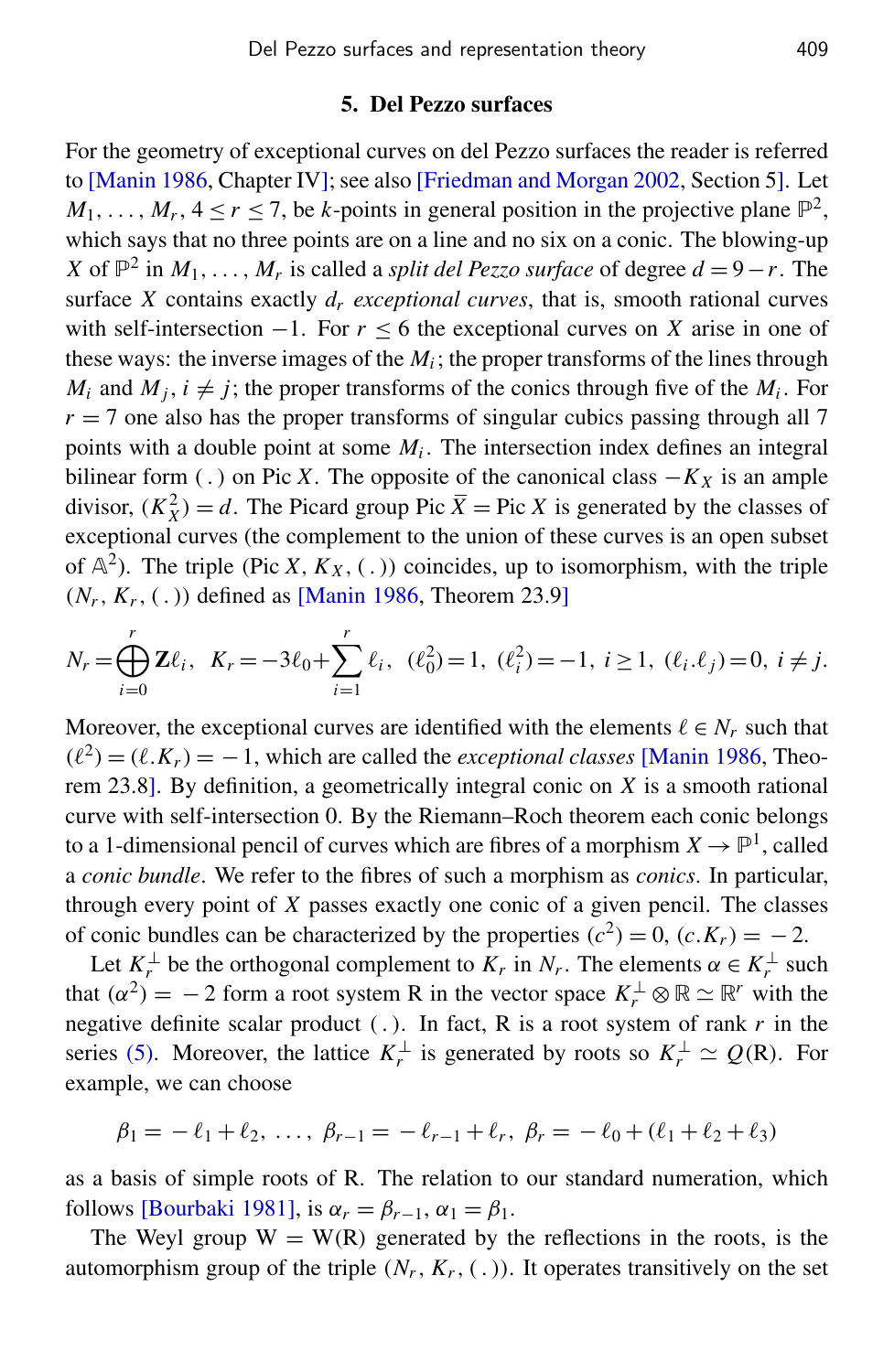## 5. Del Pezzo surfaces

For the geometry of exceptional curves on del Pezzo surfaces the reader is referred to [Manin 1986, Chapter IV]; see also [Friedman and Morgan 2002, Section 5]. Let $M_1, \dots, M_r$, $4 \le r \le 7$, be $k$-points in general position in the projective plane $\mathbb{P}^2$, which says that no three points are on a line and no six on a conic. The blowing-up $X$ of $\mathbb{P}^2$ in $M_1, \dots, M_r$ is called a *split del Pezzo surface* of degree $d = 9 - r$. The surface $X$ contains exactly $d_r$ *exceptional curves*, that is, smooth rational curves with self-intersection $-1$. For $r \le 6$ the exceptional curves on $X$ arise in one of these ways: the inverse images of the $M_i$; the proper transforms of the lines through $M_i$ and $M_j$, $i \ne j$; the proper transforms of the conics through five of the $M_i$. For $r = 7$ one also has the proper transforms of singular cubics passing through all 7 points with a double point at some $M_i$. The intersection index defines an integral bilinear form $(\,.\,)$ on Pic $X$. The opposite of the canonical class $-K_X$ is an ample divisor, $(K_X^2) = d$. The Picard group Pic $\overline{X} =$ Pic $X$ is generated by the classes of exceptional curves (the complement to the union of these curves is an open subset of $\mathbb{A}^2$). The triple (Pic $X$, $K_X$, $(\,.\,)$) coincides, up to isomorphism, with the triple $(N_r, K_r, (\,.\,))$ defined as [Manin 1986, Theorem 23.9]

$$N_r = \bigoplus_{i=0}^{r} \mathbf{Z}\ell_i, \quad K_r = -3\ell_0 + \sum_{i=1}^{r} \ell_i, \quad (\ell_0^2) = 1, \quad (\ell_i^2) = -1, \ i \ge 1, \quad (\ell_i.\ell_j) = 0, \ i \ne j.$$

Moreover, the exceptional curves are identified with the elements $\ell \in N_r$ such that $(\ell^2) = (\ell.K_r) = -1$, which are called the *exceptional classes* [Manin 1986, Theorem 23.8]. By definition, a geometrically integral conic on $X$ is a smooth rational curve with self-intersection 0. By the Riemann–Roch theorem each conic belongs to a 1-dimensional pencil of curves which are fibres of a morphism $X \to \mathbb{P}^1$, called a *conic bundle*. We refer to the fibres of such a morphism as *conics*. In particular, through every point of $X$ passes exactly one conic of a given pencil. The classes of conic bundles can be characterized by the properties $(c^2) = 0$, $(c.K_r) = -2$.

Let $K_r^\perp$ be the orthogonal complement to $K_r$ in $N_r$. The elements $\alpha \in K_r^\perp$ such that $(\alpha^2) = -2$ form a root system R in the vector space $K_r^\perp \otimes \mathbb{R} \simeq \mathbb{R}^r$ with the negative definite scalar product $(\,.\,)$. In fact, R is a root system of rank $r$ in the series (5). Moreover, the lattice $K_r^\perp$ is generated by roots so $K_r^\perp \simeq Q(\mathrm{R})$. For example, we can choose

$$\beta_1 = -\ell_1 + \ell_2, \ \dots, \ \beta_{r-1} = -\ell_{r-1} + \ell_r, \ \beta_r = -\ell_0 + (\ell_1 + \ell_2 + \ell_3)$$

as a basis of simple roots of R. The relation to our standard numeration, which follows [Bourbaki 1981], is $\alpha_r = \beta_{r-1}$, $\alpha_1 = \beta_1$.

The Weyl group W $=$ W(R) generated by the reflections in the roots, is the automorphism group of the triple $(N_r, K_r, (\,.\,))$. It operates transitively on the set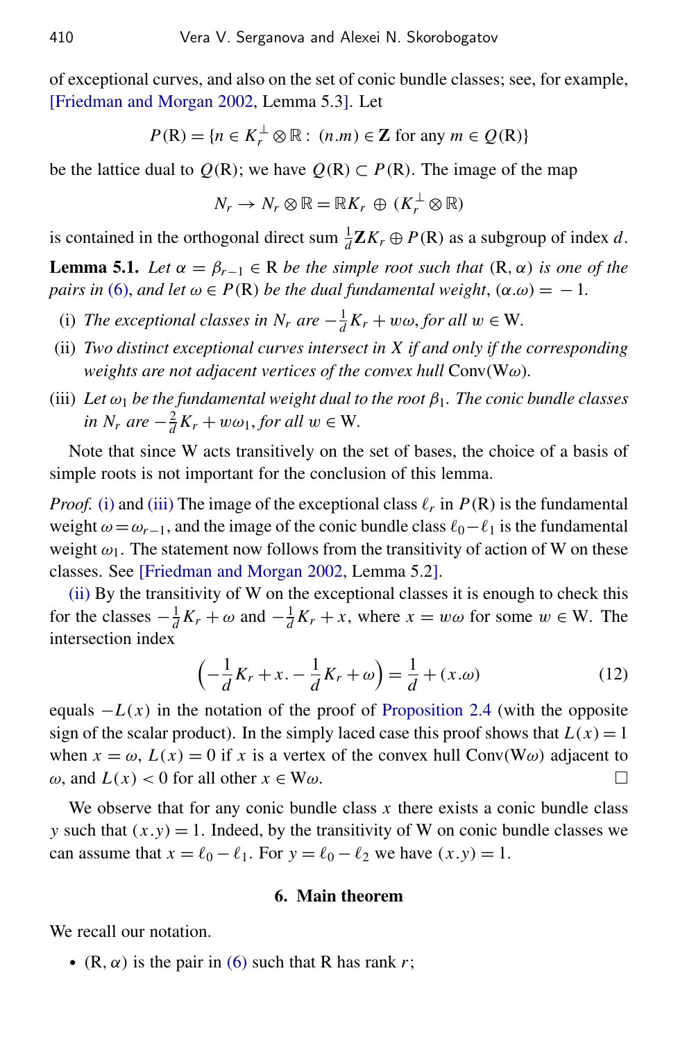of exceptional curves, and also on the set of conic bundle classes; see, for example, [Friedman and Morgan 2002, Lemma 5.3]. Let

$$P(\mathrm{R}) = \{n \in K_r^\perp \otimes \mathbb{R} : (n.m) \in \mathbf{Z} \text{ for any } m \in Q(\mathrm{R})\}$$

be the lattice dual to $Q(\mathrm{R})$; we have $Q(\mathrm{R}) \subset P(\mathrm{R})$. The image of the map

$$N_r \to N_r \otimes \mathbb{R} = \mathbb{R}K_r \oplus (K_r^\perp \otimes \mathbb{R})$$

is contained in the orthogonal direct sum $\frac{1}{d}\mathbf{Z}K_r \oplus P(\mathrm{R})$ as a subgroup of index $d$.

**Lemma 5.1.** *Let $\alpha = \beta_{r-1} \in \mathrm{R}$ be the simple root such that $(\mathrm{R}, \alpha)$ is one of the pairs in (6), and let $\omega \in P(\mathrm{R})$ be the dual fundamental weight, $(\alpha.\omega) = -1$.*

(i) *The exceptional classes in $N_r$ are $-\frac{1}{d}K_r + w\omega$, for all $w \in \mathrm{W}$.*

(ii) *Two distinct exceptional curves intersect in $X$ if and only if the corresponding weights are not adjacent vertices of the convex hull $\mathrm{Conv}(\mathrm{W}\omega)$.*

(iii) *Let $\omega_1$ be the fundamental weight dual to the root $\beta_1$. The conic bundle classes in $N_r$ are $-\frac{2}{d}K_r + w\omega_1$, for all $w \in \mathrm{W}$.*

Note that since W acts transitively on the set of bases, the choice of a basis of simple roots is not important for the conclusion of this lemma.

*Proof.* (i) and (iii) The image of the exceptional class $\ell_r$ in $P(\mathrm{R})$ is the fundamental weight $\omega = \omega_{r-1}$, and the image of the conic bundle class $\ell_0 - \ell_1$ is the fundamental weight $\omega_1$. The statement now follows from the transitivity of action of W on these classes. See [Friedman and Morgan 2002, Lemma 5.2].

(ii) By the transitivity of W on the exceptional classes it is enough to check this for the classes $-\frac{1}{d}K_r + \omega$ and $-\frac{1}{d}K_r + x$, where $x = w\omega$ for some $w \in \mathrm{W}$. The intersection index

$$\Big(-\frac{1}{d}K_r + x . -\frac{1}{d}K_r + \omega\Big) = \frac{1}{d} + (x.\omega) \tag{12}$$

equals $-L(x)$ in the notation of the proof of Proposition 2.4 (with the opposite sign of the scalar product). In the simply laced case this proof shows that $L(x) = 1$ when $x = \omega$, $L(x) = 0$ if $x$ is a vertex of the convex hull $\mathrm{Conv}(\mathrm{W}\omega)$ adjacent to $\omega$, and $L(x) < 0$ for all other $x \in \mathrm{W}\omega$. □

We observe that for any conic bundle class $x$ there exists a conic bundle class $y$ such that $(x.y) = 1$. Indeed, by the transitivity of W on conic bundle classes we can assume that $x = \ell_0 - \ell_1$. For $y = \ell_0 - \ell_2$ we have $(x.y) = 1$.

## 6. Main theorem

We recall our notation.

- $(\mathrm{R}, \alpha)$ is the pair in (6) such that R has rank $r$;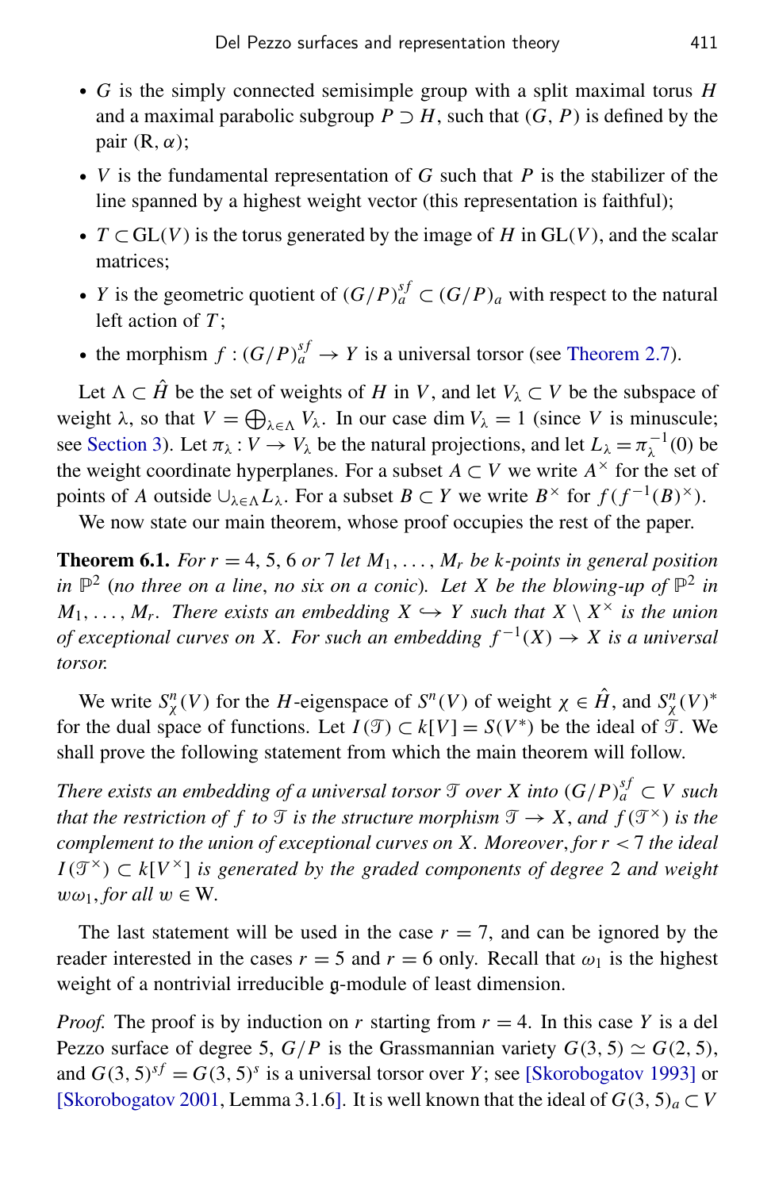- $G$ is the simply connected semisimple group with a split maximal torus $H$ and a maximal parabolic subgroup $P \supset H$, such that $(G, P)$ is defined by the pair $(\mathrm{R}, \alpha)$;
- $V$ is the fundamental representation of $G$ such that $P$ is the stabilizer of the line spanned by a highest weight vector (this representation is faithful);
- $T \subset \mathrm{GL}(V)$ is the torus generated by the image of $H$ in $\mathrm{GL}(V)$, and the scalar matrices;
- $Y$ is the geometric quotient of $(G/P)_a^{sf} \subset (G/P)_a$ with respect to the natural left action of $T$;
- the morphism $f : (G/P)_a^{sf} \to Y$ is a universal torsor (see Theorem 2.7).

Let $\Lambda \subset \hat{H}$ be the set of weights of $H$ in $V$, and let $V_\lambda \subset V$ be the subspace of weight $\lambda$, so that $V = \bigoplus_{\lambda \in \Lambda} V_\lambda$. In our case $\dim V_\lambda = 1$ (since $V$ is minuscule; see Section 3). Let $\pi_\lambda : V \to V_\lambda$ be the natural projections, and let $L_\lambda = \pi_\lambda^{-1}(0)$ be the weight coordinate hyperplanes. For a subset $A \subset V$ we write $A^\times$ for the set of points of $A$ outside $\cup_{\lambda \in \Lambda} L_\lambda$. For a subset $B \subset Y$ we write $B^\times$ for $f(f^{-1}(B)^\times)$.

We now state our main theorem, whose proof occupies the rest of the paper.

**Theorem 6.1.** *For $r = 4, 5, 6$ or $7$ let $M_1, \dots, M_r$ be $k$-points in general position in $\mathbb{P}^2$ (no three on a line, no six on a conic). Let $X$ be the blowing-up of $\mathbb{P}^2$ in $M_1, \dots, M_r$. There exists an embedding $X \hookrightarrow Y$ such that $X \setminus X^\times$ is the union of exceptional curves on $X$. For such an embedding $f^{-1}(X) \to X$ is a universal torsor.*

We write $S^n_\chi(V)$ for the $H$-eigenspace of $S^n(V)$ of weight $\chi \in \hat{H}$, and $S^n_\chi(V)^*$ for the dual space of functions. Let $I(\mathcal{T}) \subset k[V] = S(V^*)$ be the ideal of $\mathcal{T}$. We shall prove the following statement from which the main theorem will follow.

*There exists an embedding of a universal torsor $\mathcal{T}$ over $X$ into $(G/P)_a^{sf} \subset V$ such that the restriction of $f$ to $\mathcal{T}$ is the structure morphism $\mathcal{T} \to X$, and $f(\mathcal{T}^\times)$ is the complement to the union of exceptional curves on $X$. Moreover, for $r < 7$ the ideal $I(\mathcal{T}^\times) \subset k[V^\times]$ is generated by the graded components of degree $2$ and weight $w\omega_1$, for all $w \in \mathrm{W}$.*

The last statement will be used in the case $r = 7$, and can be ignored by the reader interested in the cases $r = 5$ and $r = 6$ only. Recall that $\omega_1$ is the highest weight of a nontrivial irreducible $\mathfrak{g}$-module of least dimension.

*Proof.* The proof is by induction on $r$ starting from $r = 4$. In this case $Y$ is a del Pezzo surface of degree 5, $G/P$ is the Grassmannian variety $G(3, 5) \simeq G(2, 5)$, and $G(3, 5)^{sf} = G(3, 5)^s$ is a universal torsor over $Y$; see [Skorobogatov 1993] or [Skorobogatov 2001, Lemma 3.1.6]. It is well known that the ideal of $G(3, 5)_a \subset V$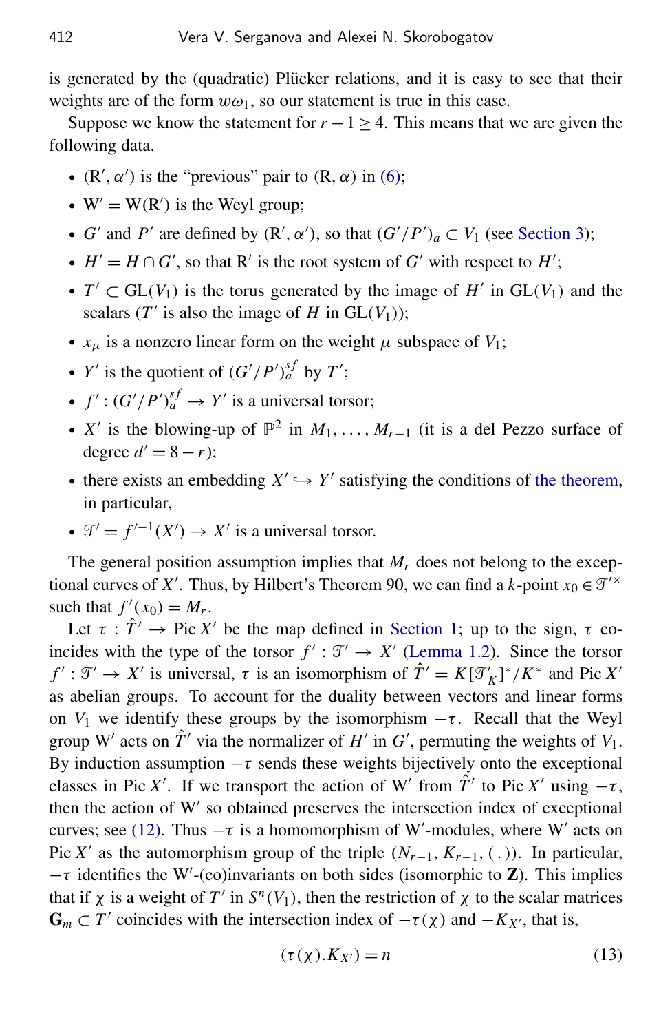is generated by the (quadratic) Plücker relations, and it is easy to see that their weights are of the form $w\omega_1$, so our statement is true in this case.

Suppose we know the statement for $r-1 \geq 4$. This means that we are given the following data.

- $(\mathrm{R}', \alpha')$ is the "previous" pair to $(\mathrm{R}, \alpha)$ in (6);
- $\mathrm{W}' = \mathrm{W}(\mathrm{R}')$ is the Weyl group;
- $G'$ and $P'$ are defined by $(\mathrm{R}', \alpha')$, so that $(G'/P')_a \subset V_1$ (see Section 3);
- $H' = H \cap G'$, so that $\mathrm{R}'$ is the root system of $G'$ with respect to $H'$;
- $T' \subset \mathrm{GL}(V_1)$ is the torus generated by the image of $H'$ in $\mathrm{GL}(V_1)$ and the scalars ($T'$ is also the image of $H$ in $\mathrm{GL}(V_1)$);
- $x_\mu$ is a nonzero linear form on the weight $\mu$ subspace of $V_1$;
- $Y'$ is the quotient of $(G'/P')_a^{sf}$ by $T'$;
- $f' : (G'/P')_a^{sf} \to Y'$ is a universal torsor;
- $X'$ is the blowing-up of $\mathbb{P}^2$ in $M_1, \ldots, M_{r-1}$ (it is a del Pezzo surface of degree $d' = 8 - r$);
- there exists an embedding $X' \hookrightarrow Y'$ satisfying the conditions of the theorem, in particular,
- $\mathcal{T}' = f'^{-1}(X') \to X'$ is a universal torsor.

The general position assumption implies that $M_r$ does not belong to the exceptional curves of $X'$. Thus, by Hilbert's Theorem 90, we can find a $k$-point $x_0 \in \mathcal{T}'^{\times}$ such that $f'(x_0) = M_r$.

Let $\tau : \hat{T}' \to \operatorname{Pic} X'$ be the map defined in Section 1; up to the sign, $\tau$ coincides with the type of the torsor $f' : \mathcal{T}' \to X'$ (Lemma 1.2). Since the torsor $f' : \mathcal{T}' \to X'$ is universal, $\tau$ is an isomorphism of $\hat{T}' = K[\mathcal{T}'_K]^*/K^*$ and $\operatorname{Pic} X'$ as abelian groups. To account for the duality between vectors and linear forms on $V_1$ we identify these groups by the isomorphism $-\tau$. Recall that the Weyl group $\mathrm{W}'$ acts on $\hat{T}'$ via the normalizer of $H'$ in $G'$, permuting the weights of $V_1$. By induction assumption $-\tau$ sends these weights bijectively onto the exceptional classes in $\operatorname{Pic} X'$. If we transport the action of $\mathrm{W}'$ from $\hat{T}'$ to $\operatorname{Pic} X'$ using $-\tau$, then the action of $\mathrm{W}'$ so obtained preserves the intersection index of exceptional curves; see (12). Thus $-\tau$ is a homomorphism of $\mathrm{W}'$-modules, where $\mathrm{W}'$ acts on $\operatorname{Pic} X'$ as the automorphism group of the triple $(N_{r-1}, K_{r-1}, (\,.\,))$. In particular, $-\tau$ identifies the $\mathrm{W}'$-(co)invariants on both sides (isomorphic to $\mathbf{Z}$). This implies that if $\chi$ is a weight of $T'$ in $S^n(V_1)$, then the restriction of $\chi$ to the scalar matrices $\mathbf{G}_m \subset T'$ coincides with the intersection index of $-\tau(\chi)$ and $-K_{X'}$, that is,

$$(\tau(\chi).K_{X'}) = n \tag{13}$$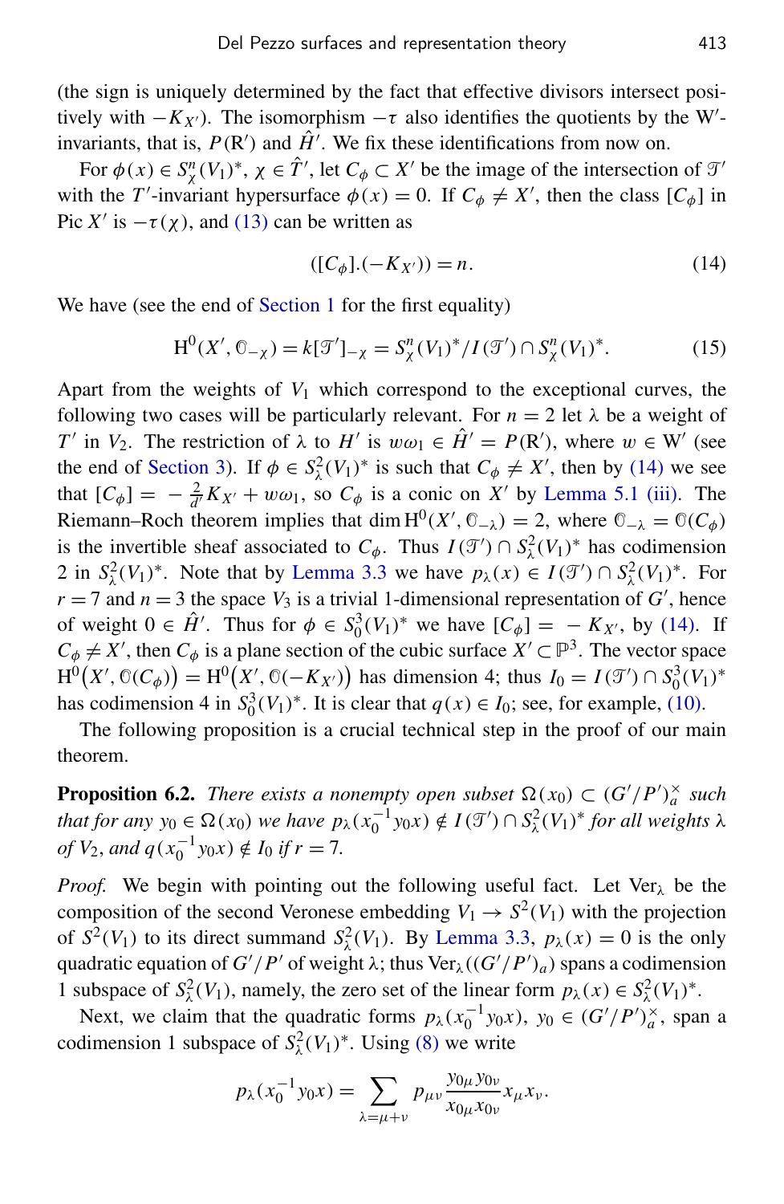(the sign is uniquely determined by the fact that effective divisors intersect positively with $-K_{X'}$). The isomorphism $-\tau$ also identifies the quotients by the W′-invariants, that is, $P(\mathrm{R}')$ and $\hat{H}'$. We fix these identifications from now on.

For $\phi(x) \in S^n_\chi(V_1)^*$, $\chi \in \hat{T}'$, let $C_\phi \subset X'$ be the image of the intersection of $\mathcal{T}'$ with the $T'$-invariant hypersurface $\phi(x) = 0$. If $C_\phi \neq X'$, then the class $[C_\phi]$ in Pic $X'$ is $-\tau(\chi)$, and (13) can be written as

$$([C_\phi].(-K_{X'})) = n. \tag{14}$$

We have (see the end of Section 1 for the first equality)

$$\mathrm{H}^0(X', \mathcal{O}_{-\chi}) = k[\mathcal{T}']_{-\chi} = S^n_\chi(V_1)^*/I(\mathcal{T}') \cap S^n_\chi(V_1)^*. \tag{15}$$

Apart from the weights of $V_1$ which correspond to the exceptional curves, the following two cases will be particularly relevant. For $n = 2$ let $\lambda$ be a weight of $T'$ in $V_2$. The restriction of $\lambda$ to $H'$ is $w\omega_1 \in \hat{H}' = P(\mathrm{R}')$, where $w \in \mathrm{W}'$ (see the end of Section 3). If $\phi \in S^2_\lambda(V_1)^*$ is such that $C_\phi \neq X'$, then by (14) we see that $[C_\phi] = -\frac{2}{d'}K_{X'} + w\omega_1$, so $C_\phi$ is a conic on $X'$ by Lemma 5.1 (iii). The Riemann–Roch theorem implies that $\dim \mathrm{H}^0(X', \mathcal{O}_{-\lambda}) = 2$, where $\mathcal{O}_{-\lambda} = \mathcal{O}(C_\phi)$ is the invertible sheaf associated to $C_\phi$. Thus $I(\mathcal{T}') \cap S^2_\lambda(V_1)^*$ has codimension 2 in $S^2_\lambda(V_1)^*$. Note that by Lemma 3.3 we have $p_\lambda(x) \in I(\mathcal{T}') \cap S^2_\lambda(V_1)^*$. For $r = 7$ and $n = 3$ the space $V_3$ is a trivial 1-dimensional representation of $G'$, hence of weight $0 \in \hat{H}'$. Thus for $\phi \in S^3_0(V_1)^*$ we have $[C_\phi] = -K_{X'}$, by (14). If $C_\phi \neq X'$, then $C_\phi$ is a plane section of the cubic surface $X' \subset \mathbb{P}^3$. The vector space $\mathrm{H}^0\big(X', \mathcal{O}(C_\phi)\big) = \mathrm{H}^0\big(X', \mathcal{O}(-K_{X'})\big)$ has dimension 4; thus $I_0 = I(\mathcal{T}') \cap S^3_0(V_1)^*$ has codimension 4 in $S^3_0(V_1)^*$. It is clear that $q(x) \in I_0$; see, for example, (10).

The following proposition is a crucial technical step in the proof of our main theorem.

**Proposition 6.2.** *There exists a nonempty open subset $\Omega(x_0) \subset (G'/P')^\times_a$ such that for any $y_0 \in \Omega(x_0)$ we have $p_\lambda(x_0^{-1}y_0x) \notin I(\mathcal{T}') \cap S^2_\lambda(V_1)^*$ for all weights $\lambda$ of $V_2$, and $q(x_0^{-1}y_0x) \notin I_0$ if $r = 7$.*

*Proof.* We begin with pointing out the following useful fact. Let $\mathrm{Ver}_\lambda$ be the composition of the second Veronese embedding $V_1 \to S^2(V_1)$ with the projection of $S^2(V_1)$ to its direct summand $S^2_\lambda(V_1)$. By Lemma 3.3, $p_\lambda(x) = 0$ is the only quadratic equation of $G'/P'$ of weight $\lambda$; thus $\mathrm{Ver}_\lambda((G'/P')_a)$ spans a codimension 1 subspace of $S^2_\lambda(V_1)$, namely, the zero set of the linear form $p_\lambda(x) \in S^2_\lambda(V_1)^*$.

Next, we claim that the quadratic forms $p_\lambda(x_0^{-1}y_0x)$, $y_0 \in (G'/P')^\times_a$, span a codimension 1 subspace of $S^2_\lambda(V_1)^*$. Using (8) we write

$$p_\lambda(x_0^{-1}y_0x) = \sum_{\lambda=\mu+\nu} p_{\mu\nu}\frac{y_{0\mu}y_{0\nu}}{x_{0\mu}x_{0\nu}}x_\mu x_\nu.$$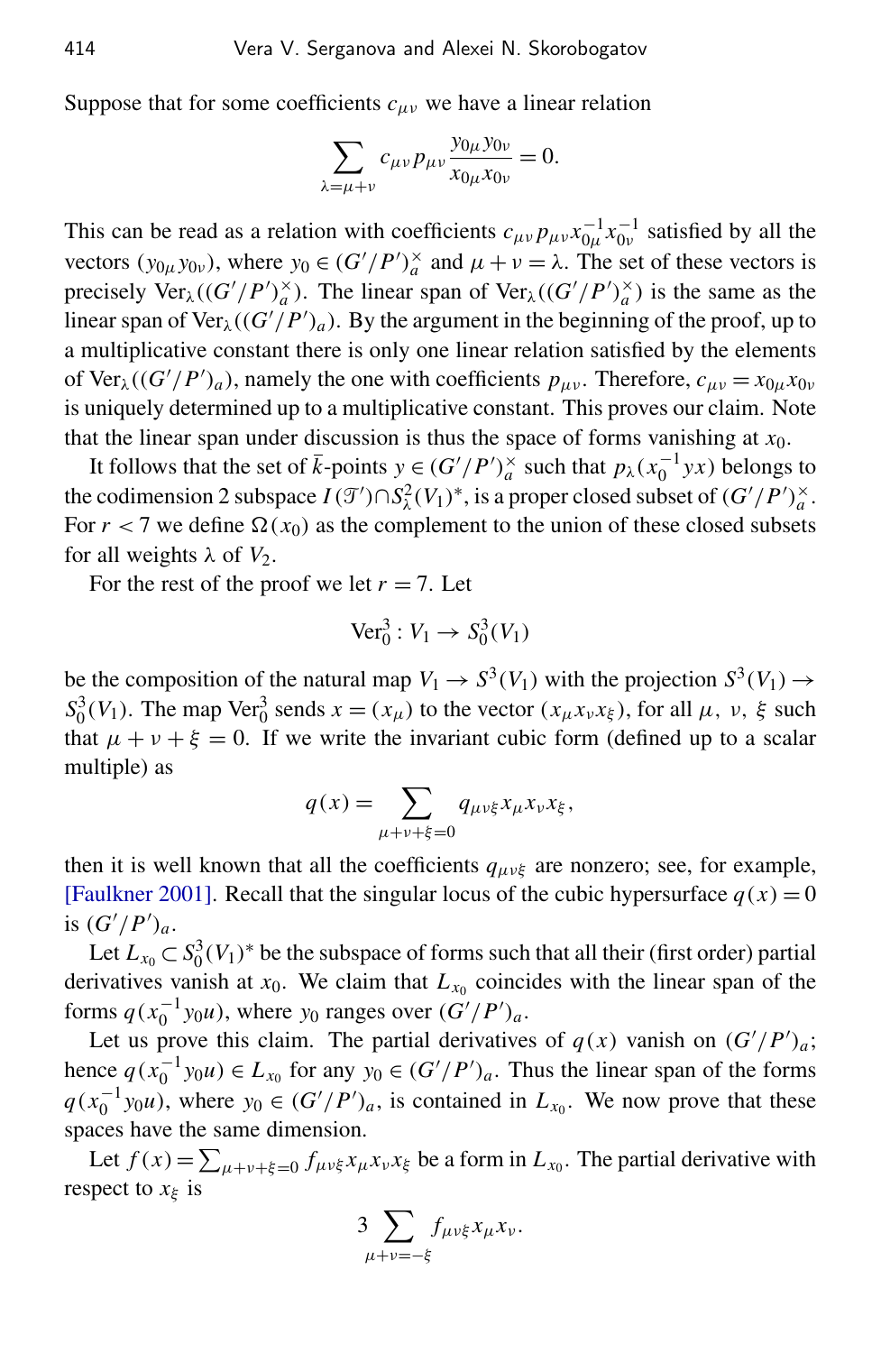Suppose that for some coefficients $c_{\mu\nu}$ we have a linear relation

$$\sum_{\lambda=\mu+\nu} c_{\mu\nu} p_{\mu\nu} \frac{y_{0\mu} y_{0\nu}}{x_{0\mu} x_{0\nu}} = 0.$$

This can be read as a relation with coefficients $c_{\mu\nu} p_{\mu\nu} x_{0\mu}^{-1} x_{0\nu}^{-1}$ satisfied by all the vectors $(y_{0\mu} y_{0\nu})$, where $y_0 \in (G'/P')_a^\times$ and $\mu+\nu=\lambda$. The set of these vectors is precisely $\mathrm{Ver}_\lambda((G'/P')_a^\times)$. The linear span of $\mathrm{Ver}_\lambda((G'/P')_a^\times)$ is the same as the linear span of $\mathrm{Ver}_\lambda((G'/P')_a)$. By the argument in the beginning of the proof, up to a multiplicative constant there is only one linear relation satisfied by the elements of $\mathrm{Ver}_\lambda((G'/P')_a)$, namely the one with coefficients $p_{\mu\nu}$. Therefore, $c_{\mu\nu} = x_{0\mu} x_{0\nu}$ is uniquely determined up to a multiplicative constant. This proves our claim. Note that the linear span under discussion is thus the space of forms vanishing at $x_0$.

It follows that the set of $\bar{k}$-points $y \in (G'/P')_a^\times$ such that $p_\lambda(x_0^{-1} y x)$ belongs to the codimension 2 subspace $I(\mathcal{T}) \cap S_\lambda^2(V_1)^*$, is a proper closed subset of $(G'/P')_a^\times$. For $r<7$ we define $\Omega(x_0)$ as the complement to the union of these closed subsets for all weights $\lambda$ of $V_2$.

For the rest of the proof we let $r=7$. Let

$$\mathrm{Ver}_0^3 : V_1 \to S_0^3(V_1)$$

be the composition of the natural map $V_1 \to S^3(V_1)$ with the projection $S^3(V_1) \to S_0^3(V_1)$. The map $\mathrm{Ver}_0^3$ sends $x = (x_\mu)$ to the vector $(x_\mu x_\nu x_\xi)$, for all $\mu$, $\nu$, $\xi$ such that $\mu+\nu+\xi=0$. If we write the invariant cubic form (defined up to a scalar multiple) as

$$q(x) = \sum_{\mu+\nu+\xi=0} q_{\mu\nu\xi} x_\mu x_\nu x_\xi,$$

then it is well known that all the coefficients $q_{\mu\nu\xi}$ are nonzero; see, for example, [Faulkner 2001]. Recall that the singular locus of the cubic hypersurface $q(x)=0$ is $(G'/P')_a$.

Let $L_{x_0} \subset S_0^3(V_1)^*$ be the subspace of forms such that all their (first order) partial derivatives vanish at $x_0$. We claim that $L_{x_0}$ coincides with the linear span of the forms $q(x_0^{-1} y_0 u)$, where $y_0$ ranges over $(G'/P')_a$.

Let us prove this claim. The partial derivatives of $q(x)$ vanish on $(G'/P')_a$; hence $q(x_0^{-1} y_0 u) \in L_{x_0}$ for any $y_0 \in (G'/P')_a$. Thus the linear span of the forms $q(x_0^{-1} y_0 u)$, where $y_0 \in (G'/P')_a$, is contained in $L_{x_0}$. We now prove that these spaces have the same dimension.

Let $f(x) = \sum_{\mu+\nu+\xi=0} f_{\mu\nu\xi} x_\mu x_\nu x_\xi$ be a form in $L_{x_0}$. The partial derivative with respect to $x_\xi$ is

$$3 \sum_{\mu+\nu=-\xi} f_{\mu\nu\xi} x_\mu x_\nu.$$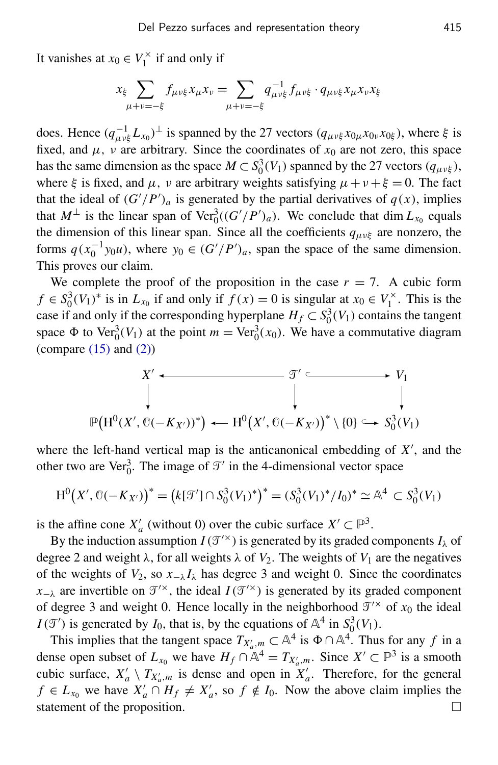It vanishes at $x_0 \in V_1^\times$ if and only if

$$x_\xi \sum_{\mu+\nu=-\xi} f_{\mu\nu\xi} x_\mu x_\nu = \sum_{\mu+\nu=-\xi} q_{\mu\nu\xi}^{-1} f_{\mu\nu\xi} \cdot q_{\mu\nu\xi} x_\mu x_\nu x_\xi$$

does. Hence $(q_{\mu\nu\xi}^{-1} L_{x_0})^\perp$ is spanned by the 27 vectors $(q_{\mu\nu\xi} x_{0\mu} x_{0\nu} x_{0\xi})$, where $\xi$ is fixed, and $\mu$, $\nu$ are arbitrary. Since the coordinates of $x_0$ are not zero, this space has the same dimension as the space $M \subset S_0^3(V_1)$ spanned by the 27 vectors $(q_{\mu\nu\xi})$, where $\xi$ is fixed, and $\mu$, $\nu$ are arbitrary weights satisfying $\mu+\nu+\xi = 0$. The fact that the ideal of $(G'/P')_a$ is generated by the partial derivatives of $q(x)$, implies that $M^\perp$ is the linear span of $\mathrm{Ver}_0^3((G'/P')_a)$. We conclude that $\dim L_{x_0}$ equals the dimension of this linear span. Since all the coefficients $q_{\mu\nu\xi}$ are nonzero, the forms $q(x_0^{-1} y_0 u)$, where $y_0 \in (G'/P')_a$, span the space of the same dimension. This proves our claim.

We complete the proof of the proposition in the case $r = 7$. A cubic form $f \in S_0^3(V_1)^*$ is in $L_{x_0}$ if and only if $f(x) = 0$ is singular at $x_0 \in V_1^\times$. This is the case if and only if the corresponding hyperplane $H_f \subset S_0^3(V_1)$ contains the tangent space $\Phi$ to $\mathrm{Ver}_0^3(V_1)$ at the point $m = \mathrm{Ver}_0^3(x_0)$. We have a commutative diagram (compare (15) and (2))

$$\begin{array}{ccccc}
X' & \longleftarrow & \mathcal{T}' & \hookrightarrow & V_1 \\
\downarrow & & \downarrow & & \downarrow \\
\mathbb{P}\big(\mathrm{H}^0(X', \mathcal{O}(-K_{X'}))^*\big) & \longleftarrow & \mathrm{H}^0\big(X', \mathcal{O}(-K_{X'})\big)^* \setminus \{0\} & \hookrightarrow & S_0^3(V_1)
\end{array}$$

where the left-hand vertical map is the anticanonical embedding of $X'$, and the other two are $\mathrm{Ver}_0^3$. The image of $\mathcal{T}'$ in the 4-dimensional vector space

$$\mathrm{H}^0\big(X', \mathcal{O}(-K_{X'})\big)^* = \big(k[\mathcal{T}'] \cap S_0^3(V_1)^*\big)^* = (S_0^3(V_1)^*/I_0)^* \simeq \mathbb{A}^4 \subset S_0^3(V_1)$$

is the affine cone $X'_a$ (without 0) over the cubic surface $X' \subset \mathbb{P}^3$.

By the induction assumption $I(\mathcal{T}'^\times)$ is generated by its graded components $I_\lambda$ of degree 2 and weight $\lambda$, for all weights $\lambda$ of $V_2$. The weights of $V_1$ are the negatives of the weights of $V_2$, so $x_{-\lambda} I_\lambda$ has degree 3 and weight 0. Since the coordinates $x_{-\lambda}$ are invertible on $\mathcal{T}'^\times$, the ideal $I(\mathcal{T}'^\times)$ is generated by its graded component of degree 3 and weight 0. Hence locally in the neighborhood $\mathcal{T}'^\times$ of $x_0$ the ideal $I(\mathcal{T}')$ is generated by $I_0$, that is, by the equations of $\mathbb{A}^4$ in $S_0^3(V_1)$.

This implies that the tangent space $T_{X'_a,m} \subset \mathbb{A}^4$ is $\Phi \cap \mathbb{A}^4$. Thus for any $f$ in a dense open subset of $L_{x_0}$ we have $H_f \cap \mathbb{A}^4 = T_{X'_a,m}$. Since $X' \subset \mathbb{P}^3$ is a smooth cubic surface, $X'_a \setminus T_{X'_a,m}$ is dense and open in $X'_a$. Therefore, for the general $f \in L_{x_0}$ we have $X'_a \cap H_f \neq X'_a$, so $f \notin I_0$. Now the above claim implies the statement of the proposition. $\square$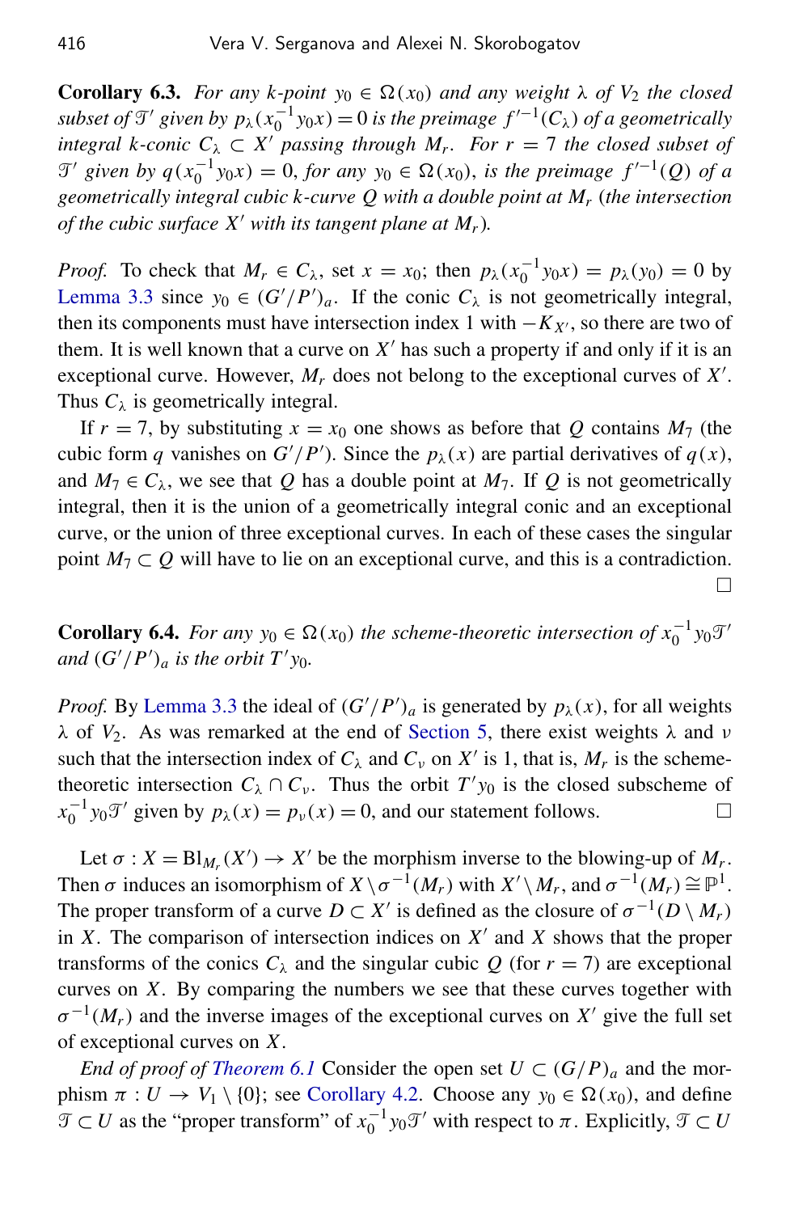**Corollary 6.3.** *For any $k$-point $y_0 \in \Omega(x_0)$ and any weight $\lambda$ of $V_2$ the closed subset of $\mathcal{T}'$ given by $p_\lambda(x_0^{-1}y_0x) = 0$ is the preimage $f'^{-1}(C_\lambda)$ of a geometrically integral $k$-conic $C_\lambda \subset X'$ passing through $M_r$. For $r = 7$ the closed subset of $\mathcal{T}'$ given by $q(x_0^{-1}y_0x) = 0$, for any $y_0 \in \Omega(x_0)$, is the preimage $f'^{-1}(Q)$ of a geometrically integral cubic $k$-curve $Q$ with a double point at $M_r$ (the intersection of the cubic surface $X'$ with its tangent plane at $M_r$).*

*Proof.* To check that $M_r \in C_\lambda$, set $x = x_0$; then $p_\lambda(x_0^{-1}y_0x) = p_\lambda(y_0) = 0$ by Lemma 3.3 since $y_0 \in (G'/P')_a$. If the conic $C_\lambda$ is not geometrically integral, then its components must have intersection index 1 with $-K_{X'}$, so there are two of them. It is well known that a curve on $X'$ has such a property if and only if it is an exceptional curve. However, $M_r$ does not belong to the exceptional curves of $X'$. Thus $C_\lambda$ is geometrically integral.

If $r = 7$, by substituting $x = x_0$ one shows as before that $Q$ contains $M_7$ (the cubic form $q$ vanishes on $G'/P'$). Since the $p_\lambda(x)$ are partial derivatives of $q(x)$, and $M_7 \in C_\lambda$, we see that $Q$ has a double point at $M_7$. If $Q$ is not geometrically integral, then it is the union of a geometrically integral conic and an exceptional curve, or the union of three exceptional curves. In each of these cases the singular point $M_7 \subset Q$ will have to lie on an exceptional curve, and this is a contradiction. □

**Corollary 6.4.** *For any $y_0 \in \Omega(x_0)$ the scheme-theoretic intersection of $x_0^{-1}y_0\mathcal{T}'$ and $(G'/P')_a$ is the orbit $T'y_0$.*

*Proof.* By Lemma 3.3 the ideal of $(G'/P')_a$ is generated by $p_\lambda(x)$, for all weights $\lambda$ of $V_2$. As was remarked at the end of Section 5, there exist weights $\lambda$ and $\nu$ such that the intersection index of $C_\lambda$ and $C_\nu$ on $X'$ is 1, that is, $M_r$ is the scheme-theoretic intersection $C_\lambda \cap C_\nu$. Thus the orbit $T'y_0$ is the closed subscheme of $x_0^{-1}y_0\mathcal{T}'$ given by $p_\lambda(x) = p_\nu(x) = 0$, and our statement follows. □

Let $\sigma : X = \mathrm{Bl}_{M_r}(X') \to X'$ be the morphism inverse to the blowing-up of $M_r$. Then $\sigma$ induces an isomorphism of $X \setminus \sigma^{-1}(M_r)$ with $X' \setminus M_r$, and $\sigma^{-1}(M_r) \cong \mathbb{P}^1$. The proper transform of a curve $D \subset X'$ is defined as the closure of $\sigma^{-1}(D \setminus M_r)$ in $X$. The comparison of intersection indices on $X'$ and $X$ shows that the proper transforms of the conics $C_\lambda$ and the singular cubic $Q$ (for $r = 7$) are exceptional curves on $X$. By comparing the numbers we see that these curves together with $\sigma^{-1}(M_r)$ and the inverse images of the exceptional curves on $X'$ give the full set of exceptional curves on $X$.

*End of proof of Theorem 6.1* Consider the open set $U \subset (G/P)_a$ and the morphism $\pi : U \to V_1 \setminus \{0\}$; see Corollary 4.2. Choose any $y_0 \in \Omega(x_0)$, and define $\mathcal{T} \subset U$ as the "proper transform" of $x_0^{-1}y_0\mathcal{T}'$ with respect to $\pi$. Explicitly, $\mathcal{T} \subset U$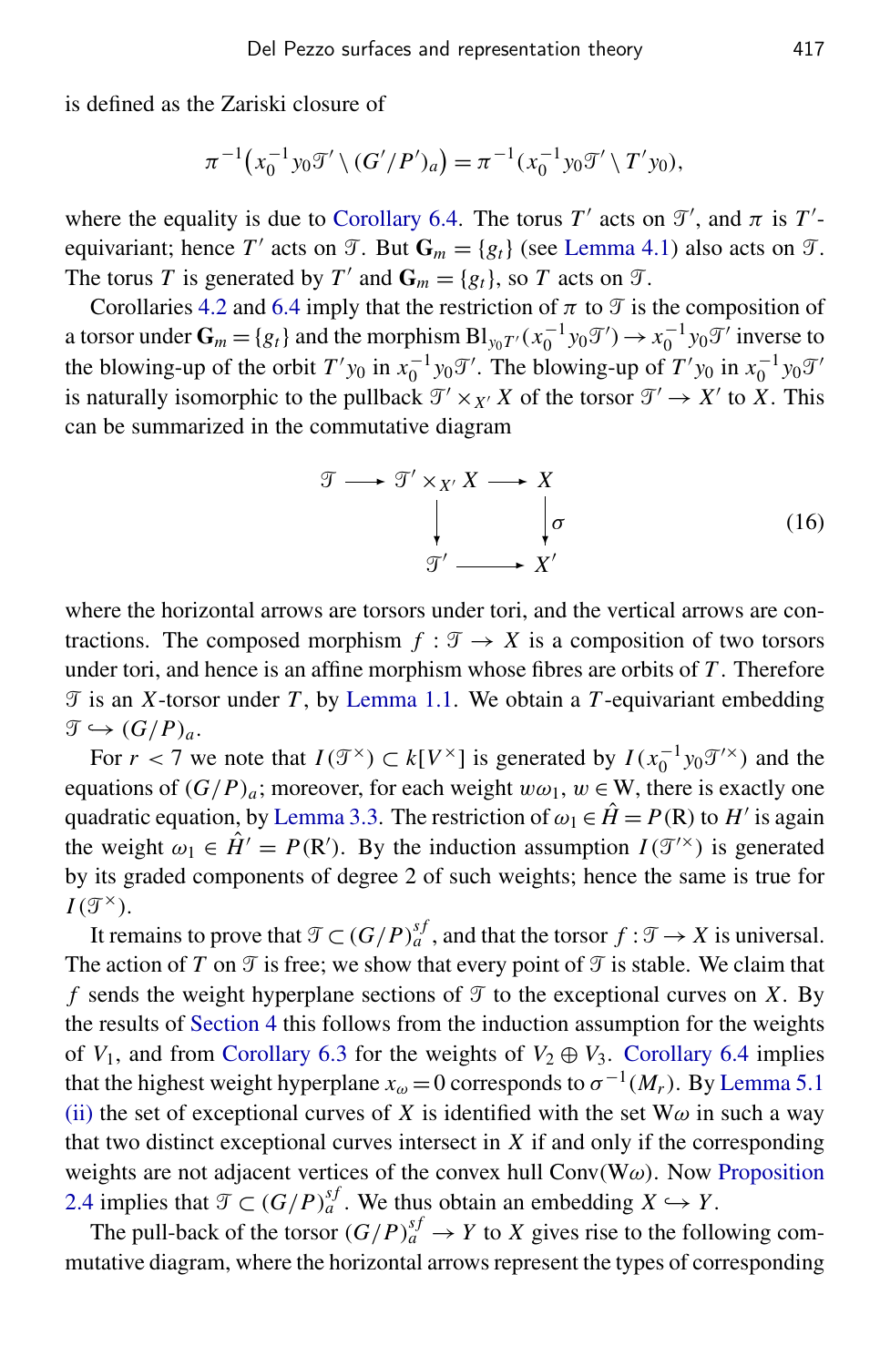is defined as the Zariski closure of

$$\pi^{-1}\big(x_0^{-1}y_0\mathcal{T}' \setminus (G'/P')_a\big) = \pi^{-1}(x_0^{-1}y_0\mathcal{T}' \setminus T'y_0),$$

where the equality is due to Corollary 6.4. The torus $T'$ acts on $\mathcal{T}'$, and $\pi$ is $T'$-equivariant; hence $T'$ acts on $\mathcal{T}$. But $\mathbf{G}_m = \{g_t\}$ (see Lemma 4.1) also acts on $\mathcal{T}$. The torus $T$ is generated by $T'$ and $\mathbf{G}_m = \{g_t\}$, so $T$ acts on $\mathcal{T}$.

Corollaries 4.2 and 6.4 imply that the restriction of $\pi$ to $\mathcal{T}$ is the composition of a torsor under $\mathbf{G}_m = \{g_t\}$ and the morphism $\mathrm{Bl}_{y_0T'}(x_0^{-1}y_0\mathcal{T}') \to x_0^{-1}y_0\mathcal{T}'$ inverse to the blowing-up of the orbit $T'y_0$ in $x_0^{-1}y_0\mathcal{T}'$. The blowing-up of $T'y_0$ in $x_0^{-1}y_0\mathcal{T}'$ is naturally isomorphic to the pullback $\mathcal{T}' \times_{X'} X$ of the torsor $\mathcal{T}' \to X'$ to $X$. This can be summarized in the commutative diagram

$$\begin{array}{ccccc}
\mathcal{T} & \longrightarrow & \mathcal{T}' \times_{X'} X & \longrightarrow & X \\
 & & \big\downarrow & & \big\downarrow \sigma \\
 & & \mathcal{T}' & \longrightarrow & X'
\end{array} \qquad (16)$$

where the horizontal arrows are torsors under tori, and the vertical arrows are contractions. The composed morphism $f : \mathcal{T} \to X$ is a composition of two torsors under tori, and hence is an affine morphism whose fibres are orbits of $T$. Therefore $\mathcal{T}$ is an $X$-torsor under $T$, by Lemma 1.1. We obtain a $T$-equivariant embedding $\mathcal{T} \hookrightarrow (G/P)_a$.

For $r < 7$ we note that $I(\mathcal{T}^\times) \subset k[V^\times]$ is generated by $I(x_0^{-1}y_0\mathcal{T}'^\times)$ and the equations of $(G/P)_a$; moreover, for each weight $w\omega_1$, $w \in \mathrm{W}$, there is exactly one quadratic equation, by Lemma 3.3. The restriction of $\omega_1 \in \hat{H} = P(\mathrm{R})$ to $H'$ is again the weight $\omega_1 \in \hat{H}' = P(\mathrm{R}')$. By the induction assumption $I(\mathcal{T}'^\times)$ is generated by its graded components of degree 2 of such weights; hence the same is true for $I(\mathcal{T}^\times)$.

It remains to prove that $\mathcal{T} \subset (G/P)_a^{sf}$, and that the torsor $f : \mathcal{T} \to X$ is universal. The action of $T$ on $\mathcal{T}$ is free; we show that every point of $\mathcal{T}$ is stable. We claim that $f$ sends the weight hyperplane sections of $\mathcal{T}$ to the exceptional curves on $X$. By the results of Section 4 this follows from the induction assumption for the weights of $V_1$, and from Corollary 6.3 for the weights of $V_2 \oplus V_3$. Corollary 6.4 implies that the highest weight hyperplane $x_\omega = 0$ corresponds to $\sigma^{-1}(M_r)$. By Lemma 5.1 (ii) the set of exceptional curves of $X$ is identified with the set $\mathrm{W}\omega$ in such a way that two distinct exceptional curves intersect in $X$ if and only if the corresponding weights are not adjacent vertices of the convex hull $\mathrm{Conv}(\mathrm{W}\omega)$. Now Proposition 2.4 implies that $\mathcal{T} \subset (G/P)_a^{sf}$. We thus obtain an embedding $X \hookrightarrow Y$.

The pull-back of the torsor $(G/P)_a^{sf} \to Y$ to $X$ gives rise to the following commutative diagram, where the horizontal arrows represent the types of corresponding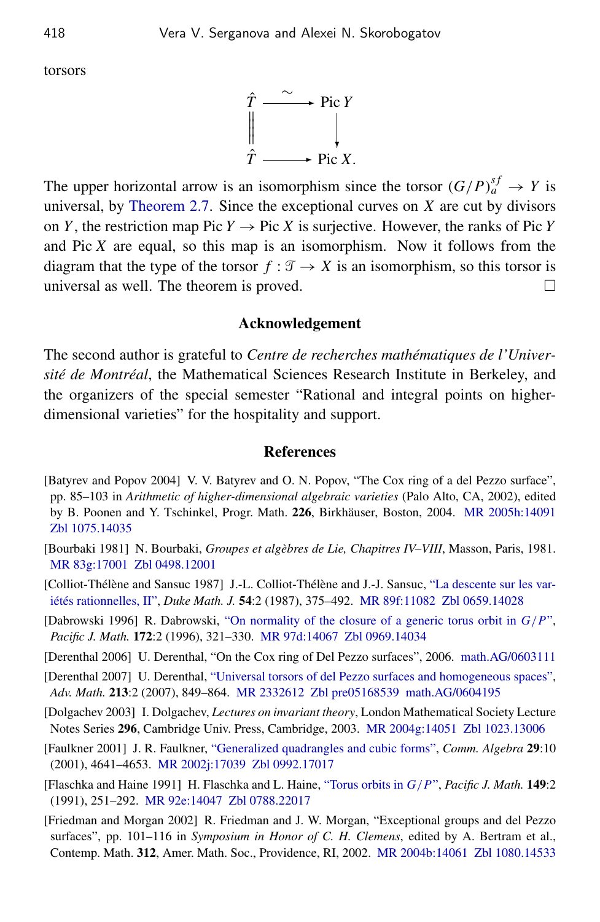torsors

$$\begin{array}{ccc} \hat{T} & \xrightarrow{\sim} & \operatorname{Pic} Y \\ \| & & \downarrow \\ \hat{T} & \longrightarrow & \operatorname{Pic} X. \end{array}$$

The upper horizontal arrow is an isomorphism since the torsor $(G/P)_a^{sf} \to Y$ is universal, by Theorem 2.7. Since the exceptional curves on $X$ are cut by divisors on $Y$, the restriction map $\operatorname{Pic} Y \to \operatorname{Pic} X$ is surjective. However, the ranks of $\operatorname{Pic} Y$ and $\operatorname{Pic} X$ are equal, so this map is an isomorphism. Now it follows from the diagram that the type of the torsor $f : \mathcal{T} \to X$ is an isomorphism, so this torsor is universal as well. The theorem is proved. □

## Acknowledgement

The second author is grateful to *Centre de recherches mathématiques de l'Université de Montréal*, the Mathematical Sciences Research Institute in Berkeley, and the organizers of the special semester "Rational and integral points on higher-dimensional varieties" for the hospitality and support.

## References

[Batyrev and Popov 2004] V. V. Batyrev and O. N. Popov, "The Cox ring of a del Pezzo surface", pp. 85–103 in *Arithmetic of higher-dimensional algebraic varieties* (Palo Alto, CA, 2002), edited by B. Poonen and Y. Tschinkel, Progr. Math. **226**, Birkhäuser, Boston, 2004. MR 2005h:14091 Zbl 1075.14035

[Bourbaki 1981] N. Bourbaki, *Groupes et algèbres de Lie, Chapitres IV–VIII*, Masson, Paris, 1981. MR 83g:17001 Zbl 0498.12001

[Colliot-Thélène and Sansuc 1987] J.-L. Colliot-Thélène and J.-J. Sansuc, "La descente sur les variétés rationnelles, II", *Duke Math. J.* **54**:2 (1987), 375–492. MR 89f:11082 Zbl 0659.14028

[Dabrowski 1996] R. Dabrowski, "On normality of the closure of a generic torus orbit in $G/P$", *Pacific J. Math.* **172**:2 (1996), 321–330. MR 97d:14067 Zbl 0969.14034

[Derenthal 2006] U. Derenthal, "On the Cox ring of Del Pezzo surfaces", 2006. math.AG/0603111

[Derenthal 2007] U. Derenthal, "Universal torsors of del Pezzo surfaces and homogeneous spaces", *Adv. Math.* **213**:2 (2007), 849–864. MR 2332612 Zbl pre05168539 math.AG/0604195

[Dolgachev 2003] I. Dolgachev, *Lectures on invariant theory*, London Mathematical Society Lecture Notes Series **296**, Cambridge Univ. Press, Cambridge, 2003. MR 2004g:14051 Zbl 1023.13006

[Faulkner 2001] J. R. Faulkner, "Generalized quadrangles and cubic forms", *Comm. Algebra* **29**:10 (2001), 4641–4653. MR 2002j:17039 Zbl 0992.17017

[Flaschka and Haine 1991] H. Flaschka and L. Haine, "Torus orbits in $G/P$", *Pacific J. Math.* **149**:2 (1991), 251–292. MR 92e:14047 Zbl 0788.22017

[Friedman and Morgan 2002] R. Friedman and J. W. Morgan, "Exceptional groups and del Pezzo surfaces", pp. 101–116 in *Symposium in Honor of C. H. Clemens*, edited by A. Bertram et al., Contemp. Math. **312**, Amer. Math. Soc., Providence, RI, 2002. MR 2004b:14061 Zbl 1080.14533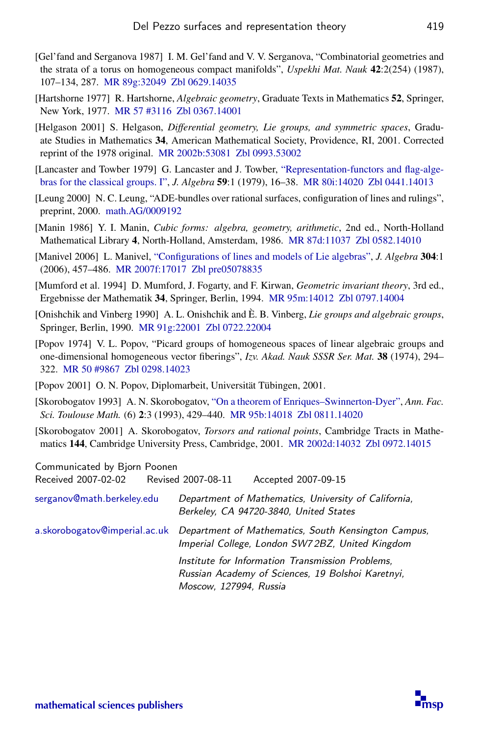[Gel'fand and Serganova 1987] I. M. Gel'fand and V. V. Serganova, "Combinatorial geometries and the strata of a torus on homogeneous compact manifolds", *Uspekhi Mat. Nauk* **42**:2(254) (1987), 107–134, 287. MR 89g:32049 Zbl 0629.14035

[Hartshorne 1977] R. Hartshorne, *Algebraic geometry*, Graduate Texts in Mathematics **52**, Springer, New York, 1977. MR 57 #3116 Zbl 0367.14001

[Helgason 2001] S. Helgason, *Differential geometry, Lie groups, and symmetric spaces*, Graduate Studies in Mathematics **34**, American Mathematical Society, Providence, RI, 2001. Corrected reprint of the 1978 original. MR 2002b:53081 Zbl 0993.53002

[Lancaster and Towber 1979] G. Lancaster and J. Towber, "Representation-functors and flag-algebras for the classical groups. I", *J. Algebra* **59**:1 (1979), 16–38. MR 80i:14020 Zbl 0441.14013

[Leung 2000] N. C. Leung, "ADE-bundles over rational surfaces, configuration of lines and rulings", preprint, 2000. math.AG/0009192

[Manin 1986] Y. I. Manin, *Cubic forms: algebra, geometry, arithmetic*, 2nd ed., North-Holland Mathematical Library **4**, North-Holland, Amsterdam, 1986. MR 87d:11037 Zbl 0582.14010

[Manivel 2006] L. Manivel, "Configurations of lines and models of Lie algebras", *J. Algebra* **304**:1 (2006), 457–486. MR 2007f:17017 Zbl pre05078835

[Mumford et al. 1994] D. Mumford, J. Fogarty, and F. Kirwan, *Geometric invariant theory*, 3rd ed., Ergebnisse der Mathematik **34**, Springer, Berlin, 1994. MR 95m:14012 Zbl 0797.14004

[Onishchik and Vinberg 1990] A. L. Onishchik and È. B. Vinberg, *Lie groups and algebraic groups*, Springer, Berlin, 1990. MR 91g:22001 Zbl 0722.22004

[Popov 1974] V. L. Popov, "Picard groups of homogeneous spaces of linear algebraic groups and one-dimensional homogeneous vector fiberings", *Izv. Akad. Nauk SSSR Ser. Mat.* **38** (1974), 294–322. MR 50 #9867 Zbl 0298.14023

[Popov 2001] O. N. Popov, Diplomarbeit, Universität Tübingen, 2001.

[Skorobogatov 1993] A. N. Skorobogatov, "On a theorem of Enriques–Swinnerton-Dyer", *Ann. Fac. Sci. Toulouse Math.* (6) **2**:3 (1993), 429–440. MR 95b:14018 Zbl 0811.14020

[Skorobogatov 2001] A. Skorobogatov, *Torsors and rational points*, Cambridge Tracts in Mathematics **144**, Cambridge University Press, Cambridge, 2001. MR 2002d:14032 Zbl 0972.14015

Communicated by Bjorn Poonen
Received 2007-02-02 Revised 2007-08-11 Accepted 2007-09-15

serganov@math.berkeley.edu — *Department of Mathematics, University of California, Berkeley, CA 94720-3840, United States*

a.skorobogatov@imperial.ac.uk — *Department of Mathematics, South Kensington Campus, Imperial College, London SW7 2BZ, United Kingdom*

*Institute for Information Transmission Problems, Russian Academy of Sciences, 19 Bolshoi Karetnyi, Moscow, 127994, Russia*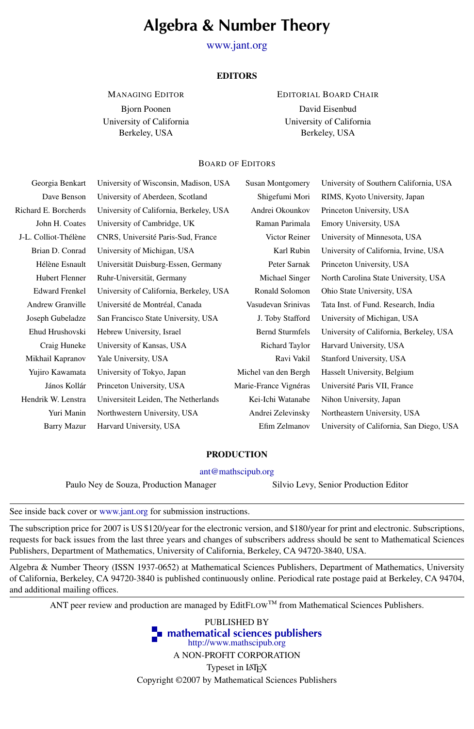# Algebra & Number Theory

www.jant.org

## EDITORS

| Managing Editor | Editorial Board Chair |
|---|---|
| Bjorn Poonen | David Eisenbud |
| University of California | University of California |
| Berkeley, USA | Berkeley, USA |

### Board of Editors

| | | | |
|---|---|---|---|
| Georgia Benkart | University of Wisconsin, Madison, USA | Susan Montgomery | University of Southern California, USA |
| Dave Benson | University of Aberdeen, Scotland | Shigefumi Mori | RIMS, Kyoto University, Japan |
| Richard E. Borcherds | University of California, Berkeley, USA | Andrei Okounkov | Princeton University, USA |
| John H. Coates | University of Cambridge, UK | Raman Parimala | Emory University, USA |
| J-L. Colliot-Thélène | CNRS, Université Paris-Sud, France | Victor Reiner | University of Minnesota, USA |
| Brian D. Conrad | University of Michigan, USA | Karl Rubin | University of California, Irvine, USA |
| Hélène Esnault | Universität Duisburg-Essen, Germany | Peter Sarnak | Princeton University, USA |
| Hubert Flenner | Ruhr-Universität, Germany | Michael Singer | North Carolina State University, USA |
| Edward Frenkel | University of California, Berkeley, USA | Ronald Solomon | Ohio State University, USA |
| Andrew Granville | Université de Montréal, Canada | Vasudevan Srinivas | Tata Inst. of Fund. Research, India |
| Joseph Gubeladze | San Francisco State University, USA | J. Toby Stafford | University of Michigan, USA |
| Ehud Hrushovski | Hebrew University, Israel | Bernd Sturmfels | University of California, Berkeley, USA |
| Craig Huneke | University of Kansas, USA | Richard Taylor | Harvard University, USA |
| Mikhail Kapranov | Yale University, USA | Ravi Vakil | Stanford University, USA |
| Yujiro Kawamata | University of Tokyo, Japan | Michel van den Bergh | Hasselt University, Belgium |
| János Kollár | Princeton University, USA | Marie-France Vignéras | Université Paris VII, France |
| Hendrik W. Lenstra | Universiteit Leiden, The Netherlands | Kei-Ichi Watanabe | Nihon University, Japan |
| Yuri Manin | Northwestern University, USA | Andrei Zelevinsky | Northeastern University, USA |
| Barry Mazur | Harvard University, USA | Efim Zelmanov | University of California, San Diego, USA |

## PRODUCTION

ant@mathscipub.org

Paulo Ney de Souza, Production Manager — Silvio Levy, Senior Production Editor

---

See inside back cover or www.jant.org for submission instructions.

The subscription price for 2007 is US $120/year for the electronic version, and $180/year for print and electronic. Subscriptions, requests for back issues from the last three years and changes of subscribers address should be sent to Mathematical Sciences Publishers, Department of Mathematics, University of California, Berkeley, CA 94720-3840, USA.

Algebra & Number Theory (ISSN 1937-0652) at Mathematical Sciences Publishers, Department of Mathematics, University of California, Berkeley, CA 94720-3840 is published continuously online. Periodical rate postage paid at Berkeley, CA 94704, and additional mailing offices.

ANT peer review and production are managed by EditFLOW™ from Mathematical Sciences Publishers.

PUBLISHED BY
**mathematical sciences publishers**
http://www.mathscipub.org
A NON-PROFIT CORPORATION
Typeset in LaTeX
Copyright ©2007 by Mathematical Sciences Publishers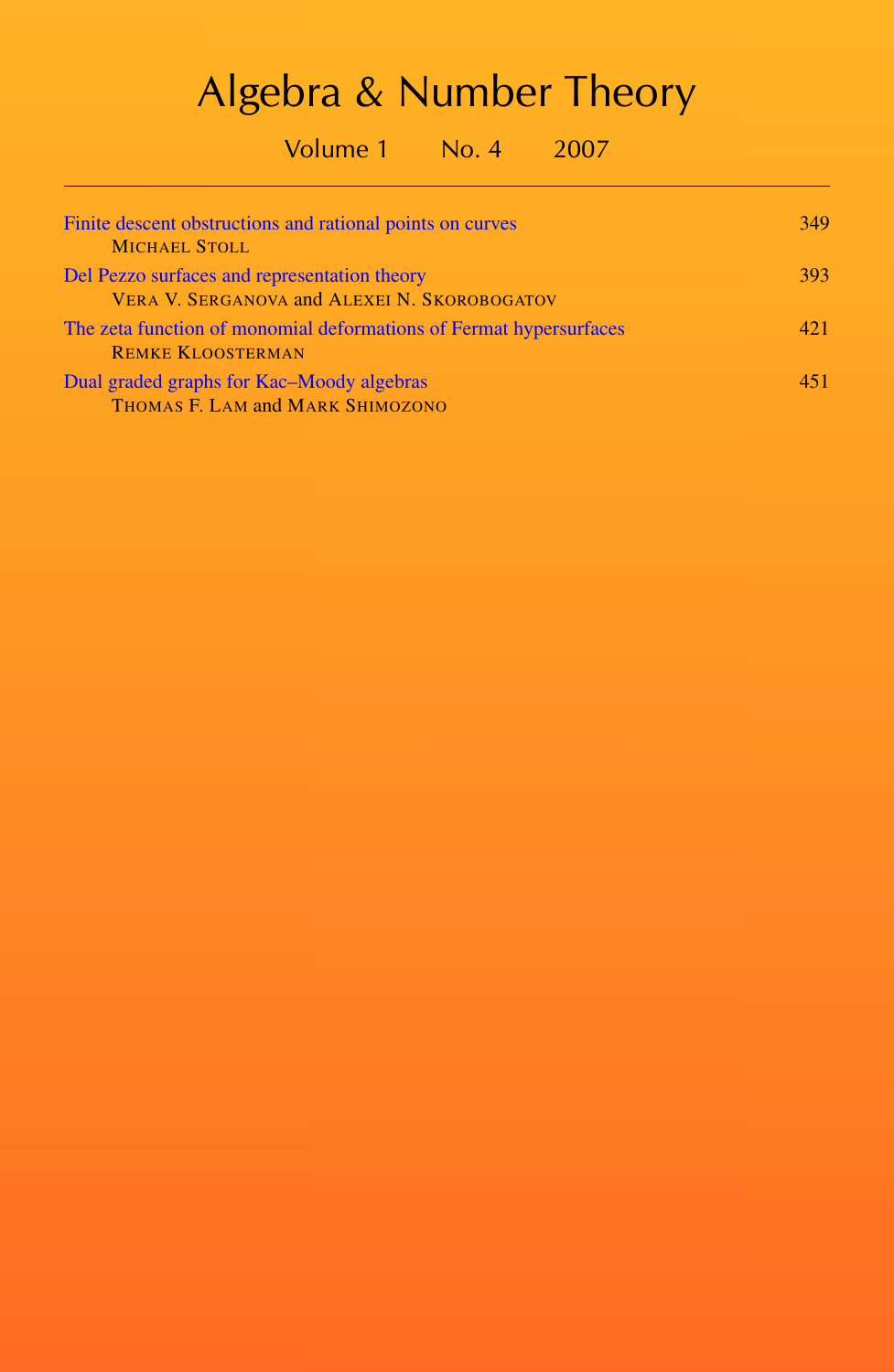# Algebra & Number Theory

Volume 1 No. 4 2007

---

| | |
|---|---|
| Finite descent obstructions and rational points on curves<br>MICHAEL STOLL | 349 |
| Del Pezzo surfaces and representation theory<br>VERA V. SERGANOVA and ALEXEI N. SKOROBOGATOV | 393 |
| The zeta function of monomial deformations of Fermat hypersurfaces<br>REMKE KLOOSTERMAN | 421 |
| Dual graded graphs for Kac–Moody algebras<br>THOMAS F. LAM and MARK SHIMOZONO | 451 |